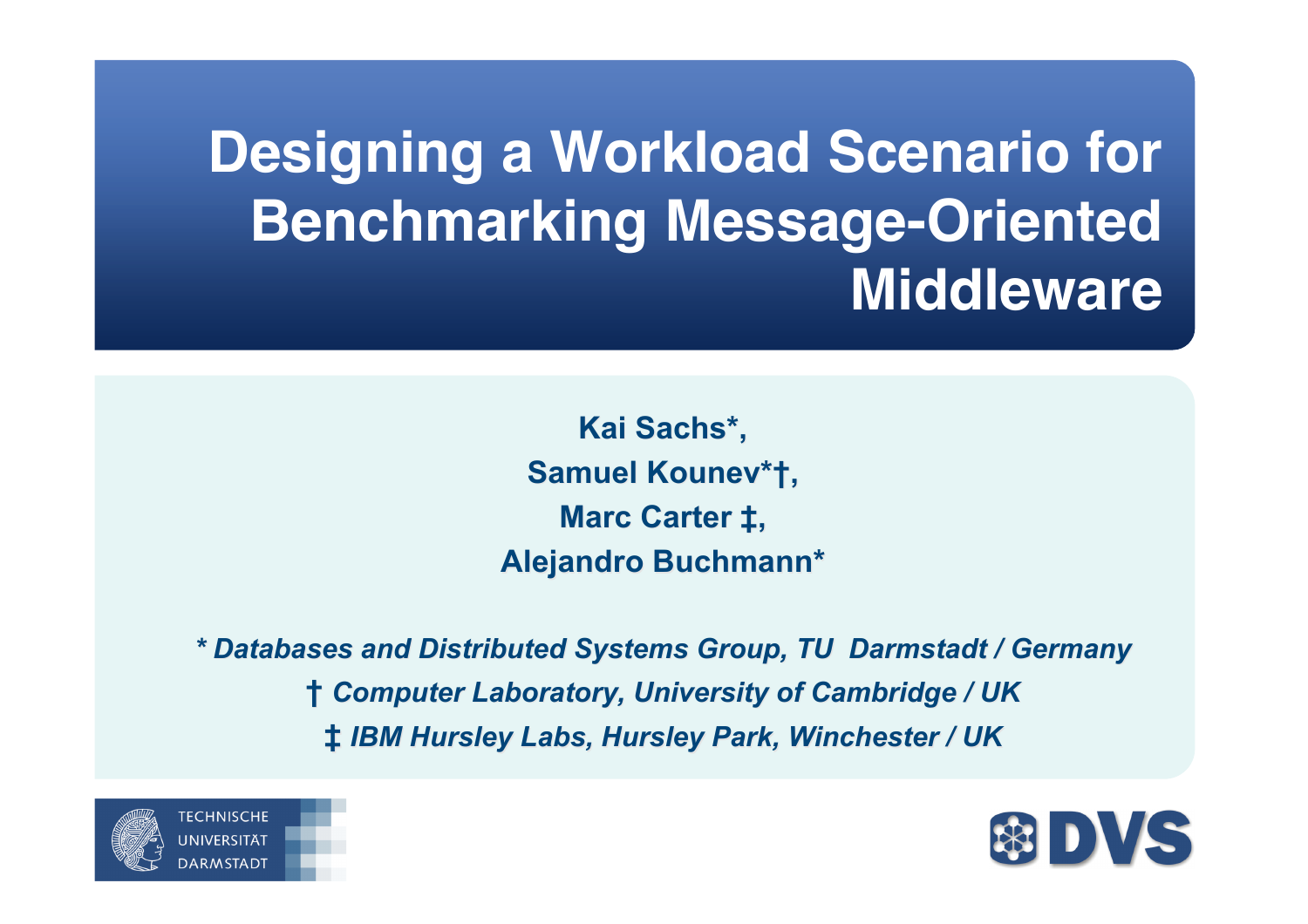# Designing a Workload Scenario for Benchmarking Message-Oriented Middleware

**Kai Sachs*,**

**Samuel Kounev*†,**

**Marc Carter ‡,**

**Alejandro Buchmann***

*\* Databases and Distributed Systems Group, TU Darmstadt / Germany*

*† Computer Laboratory, University of Cambridge / UK*

*‡ IBM Hursley Labs, Hursley Park, Winchester / UK*

TECHNISCHE UNIVERSITÄT DARMSTADT

DVS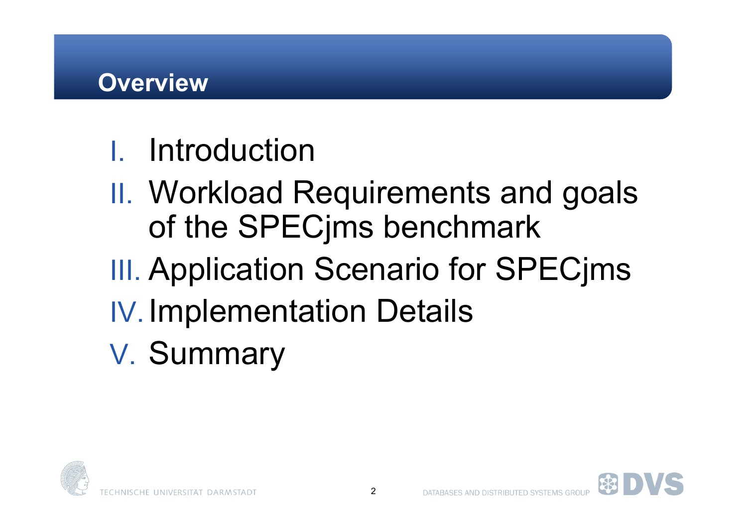# Overview

I. Introduction
II. Workload Requirements and goals of the SPECjms benchmark
III. Application Scenario for SPECjms
IV. Implementation Details
V. Summary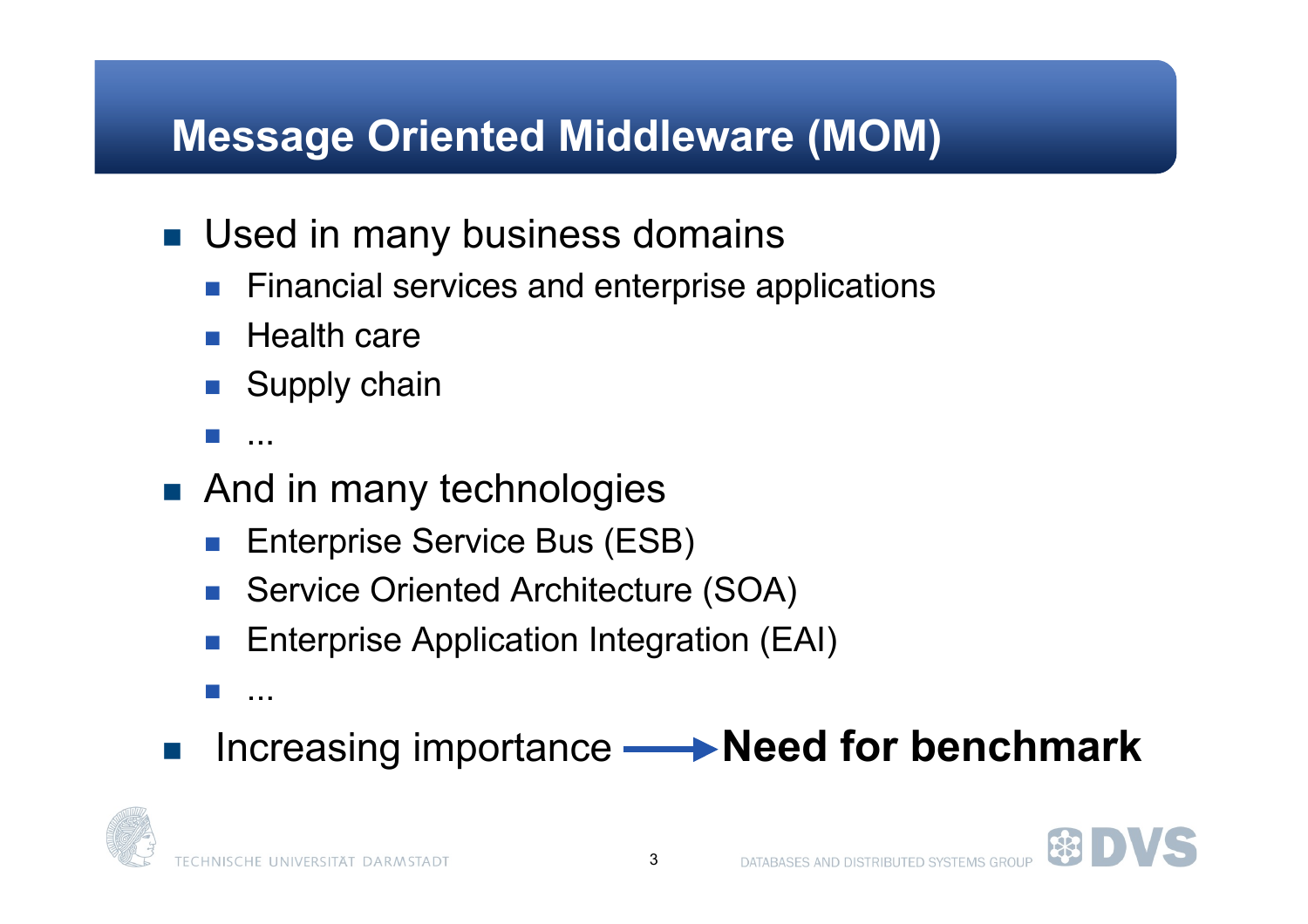# Message Oriented Middleware (MOM)

- Used in many business domains
  - Financial services and enterprise applications
  - Health care
  - Supply chain
  - ...
- And in many technologies
  - Enterprise Service Bus (ESB)
  - Service Oriented Architecture (SOA)
  - Enterprise Application Integration (EAI)
  - ...
- Increasing importance ⟶ **Need for benchmark**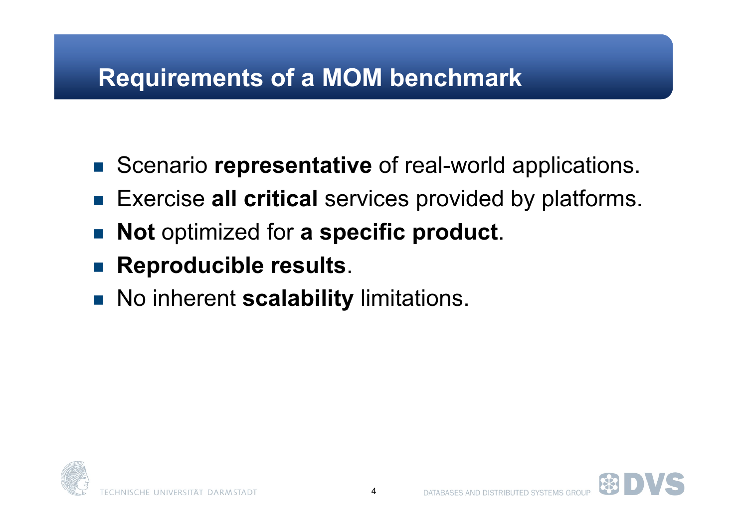# Requirements of a MOM benchmark

- Scenario **representative** of real-world applications.
- Exercise **all critical** services provided by platforms.
- **Not** optimized for **a specific product**.
- **Reproducible results**.
- No inherent **scalability** limitations.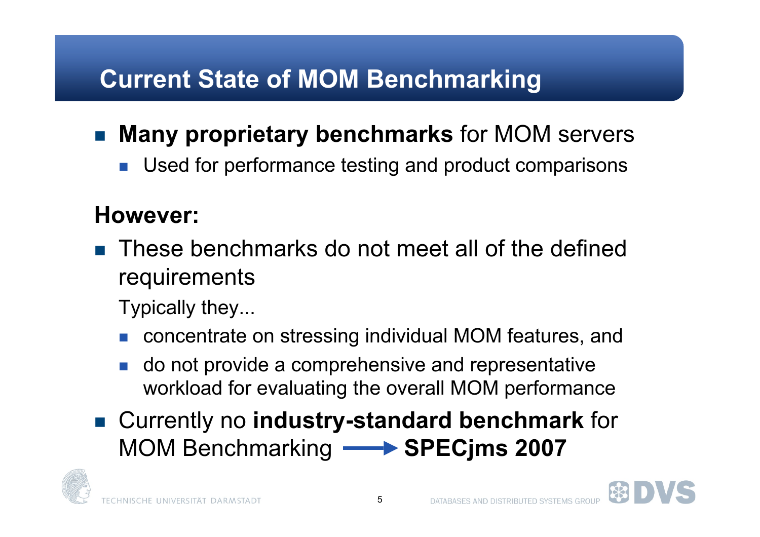# Current State of MOM Benchmarking

- **Many proprietary benchmarks** for MOM servers
  - Used for performance testing and product comparisons

**However:**

- These benchmarks do not meet all of the defined requirements

  Typically they...

  - concentrate on stressing individual MOM features, and
  - do not provide a comprehensive and representative workload for evaluating the overall MOM performance

- Currently no **industry-standard benchmark** for MOM Benchmarking → **SPECjms 2007**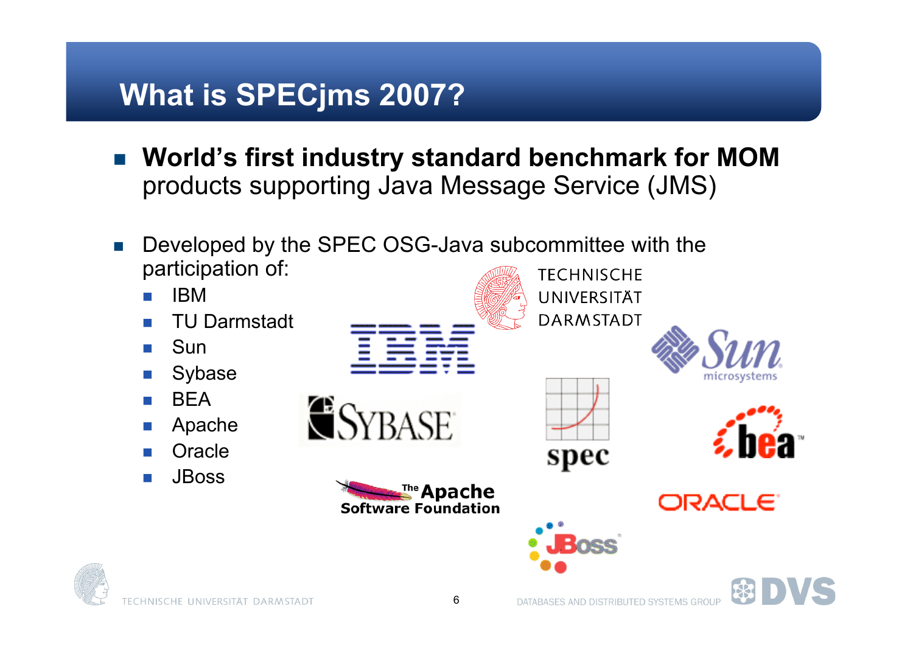# What is SPECjms 2007?

- **World's first industry standard benchmark for MOM** products supporting Java Message Service (JMS)
- Developed by the SPEC OSG-Java subcommittee with the participation of:
  - IBM
  - TU Darmstadt
  - Sun
  - Sybase
  - BEA
  - Apache
  - Oracle
  - JBoss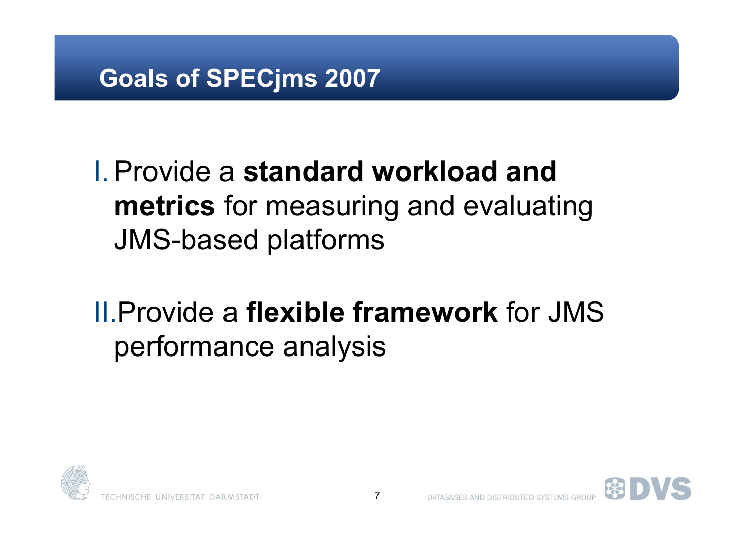## Goals of SPECjms 2007

I. Provide a **standard workload and metrics** for measuring and evaluating JMS-based platforms

II. Provide a **flexible framework** for JMS performance analysis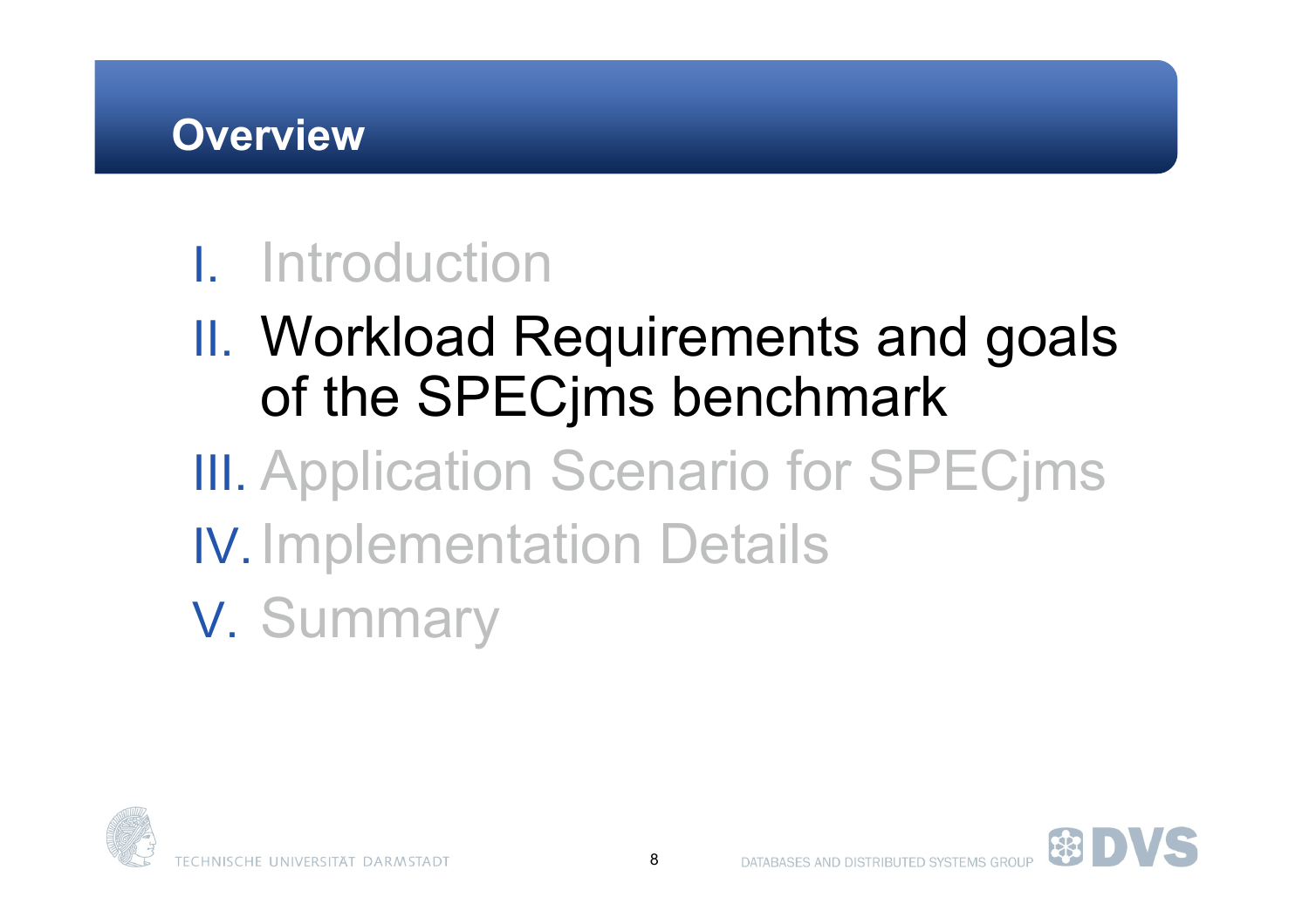# Overview

I. Introduction
II. Workload Requirements and goals of the SPECjms benchmark
III. Application Scenario for SPECjms
IV. Implementation Details
V. Summary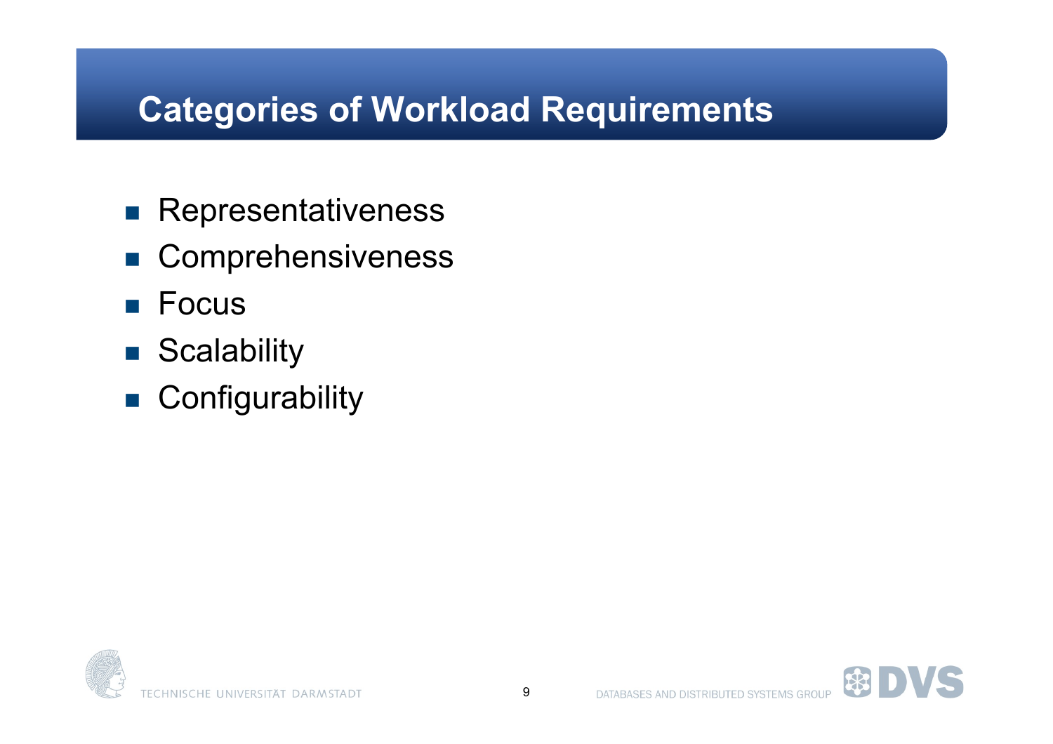# Categories of Workload Requirements

- Representativeness
- Comprehensiveness
- Focus
- Scalability
- Configurability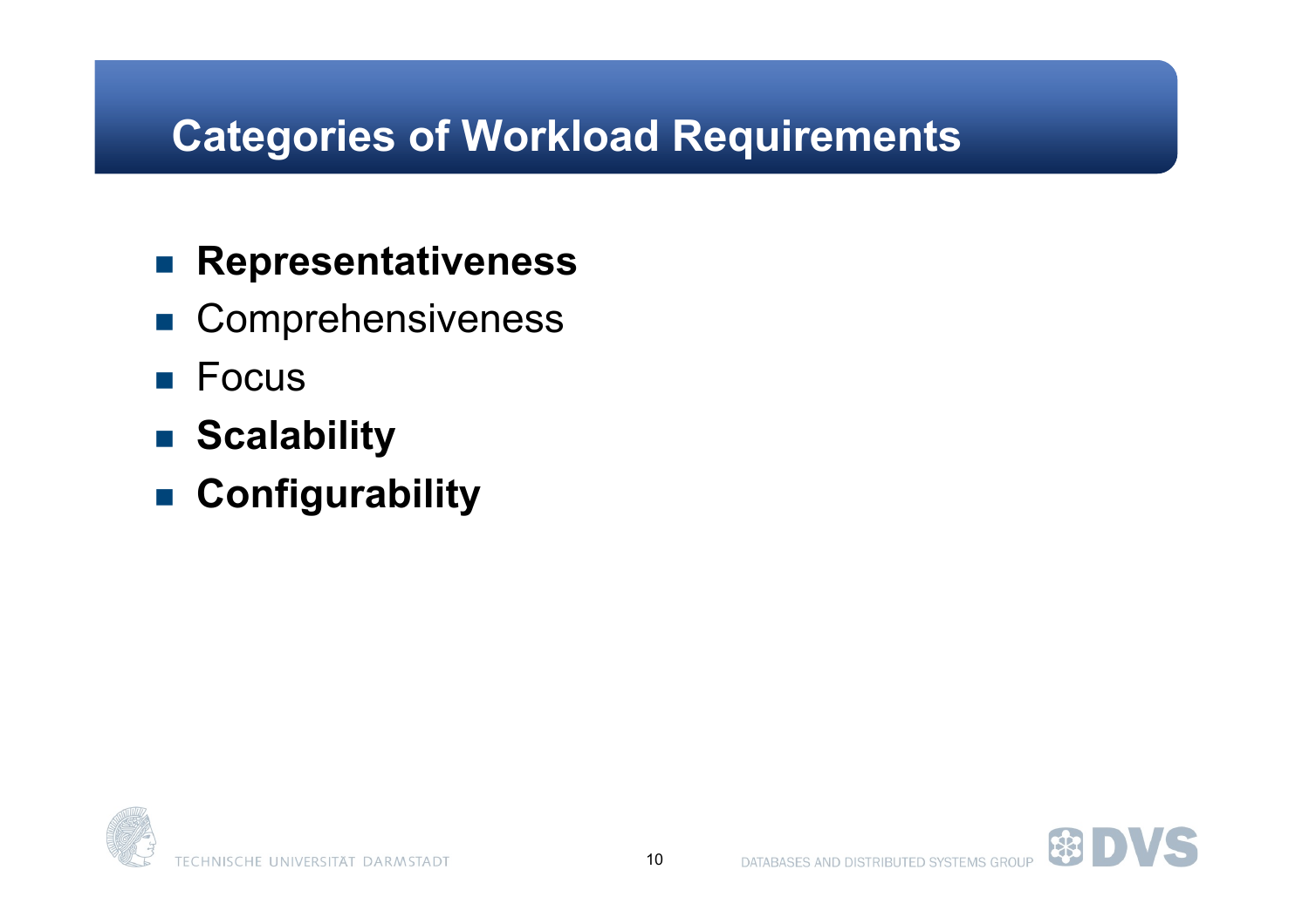# Categories of Workload Requirements

- **Representativeness**
- Comprehensiveness
- Focus
- **Scalability**
- **Configurability**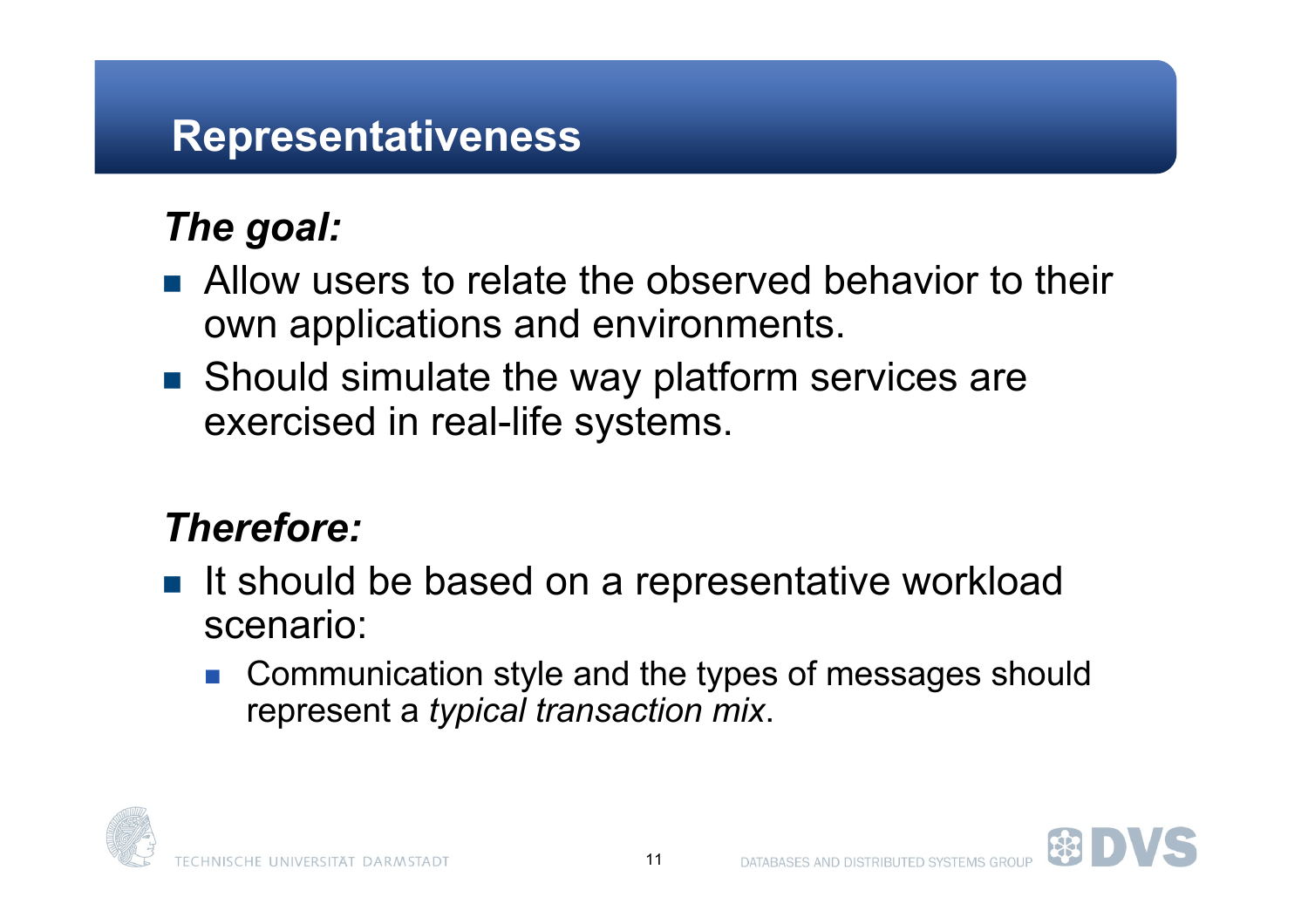# Representativeness

***The goal:***

- Allow users to relate the observed behavior to their own applications and environments.
- Should simulate the way platform services are exercised in real-life systems.

***Therefore:***

- It should be based on a representative workload scenario:
  - Communication style and the types of messages should represent a *typical transaction mix*.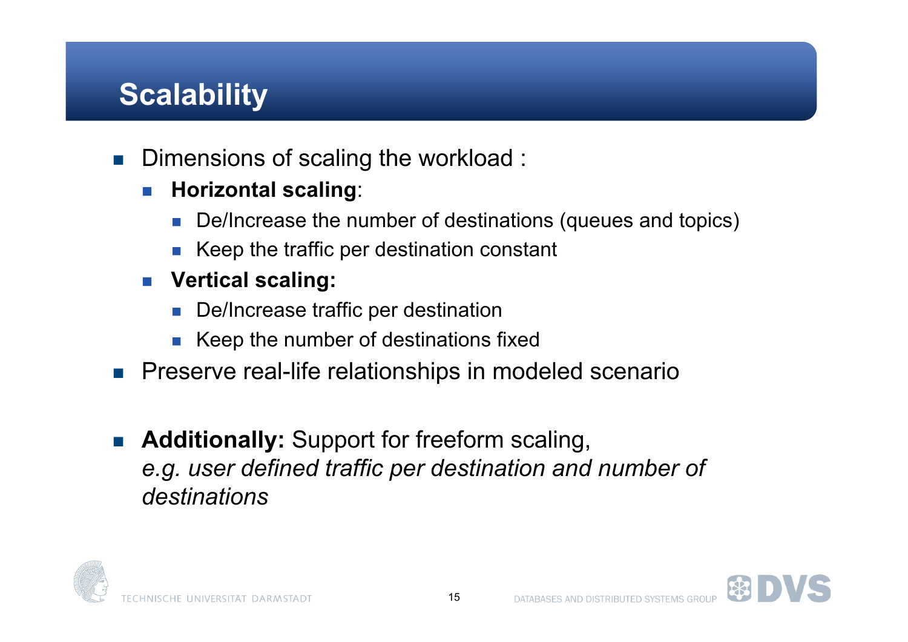# Scalability

- Dimensions of scaling the workload :
  - **Horizontal scaling**:
    - De/Increase the number of destinations (queues and topics)
    - Keep the traffic per destination constant
  - **Vertical scaling:**
    - De/Increase traffic per destination
    - Keep the number of destinations fixed
- Preserve real-life relationships in modeled scenario

- **Additionally:** Support for freeform scaling,
  *e.g. user defined traffic per destination and number of destinations*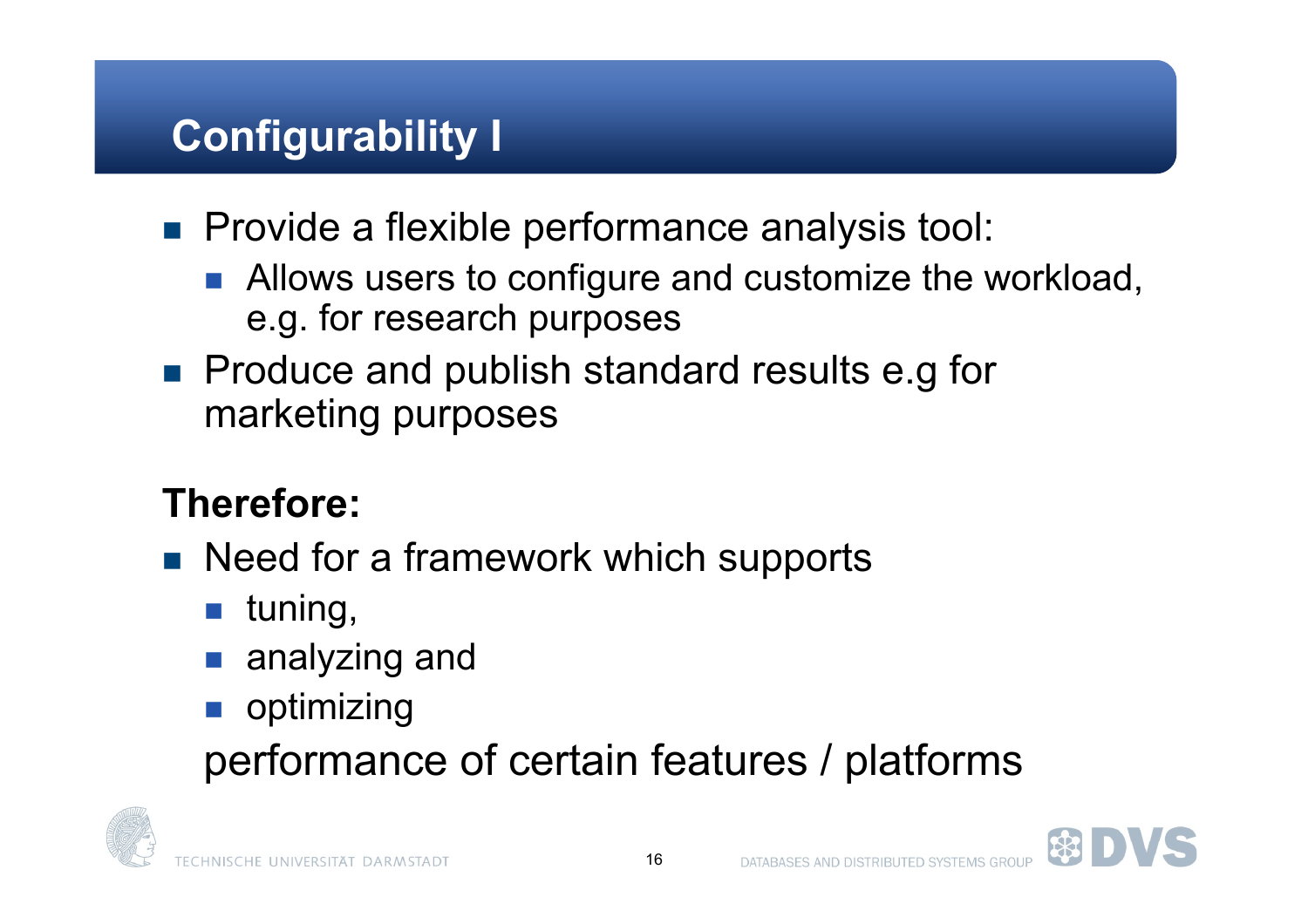# Configurability I

- Provide a flexible performance analysis tool:
  - Allows users to configure and customize the workload, e.g. for research purposes
- Produce and publish standard results e.g for marketing purposes

**Therefore:**

- Need for a framework which supports
  - tuning,
  - analyzing and
  - optimizing

  performance of certain features / platforms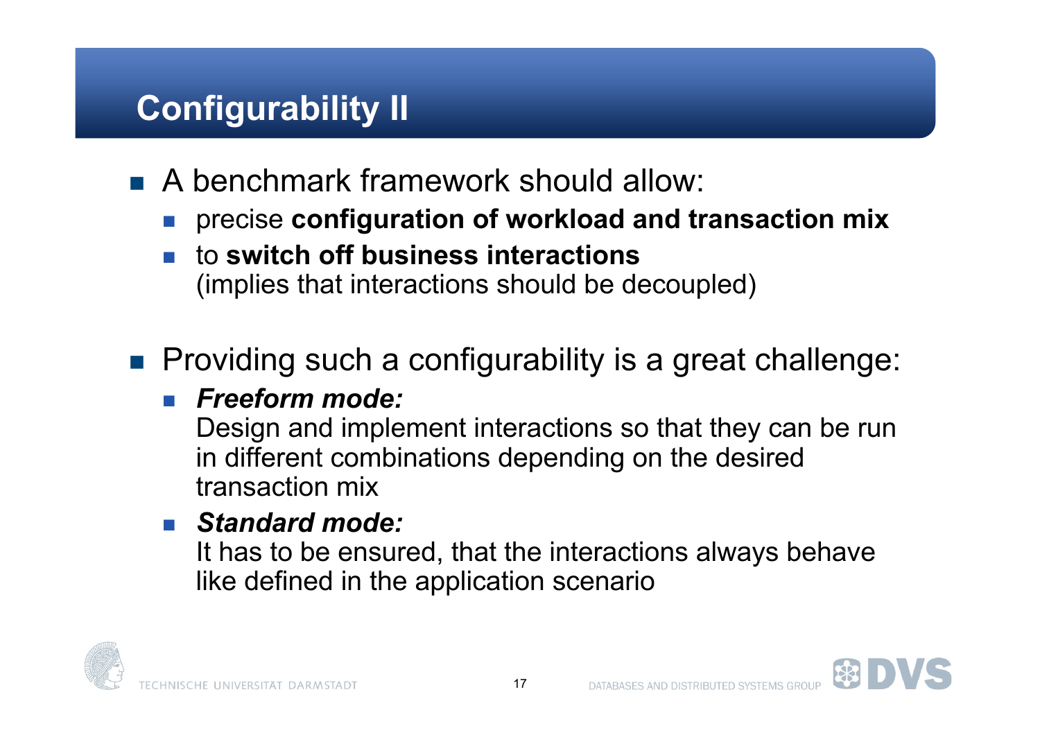# Configurability II

- A benchmark framework should allow:
  - precise **configuration of workload and transaction mix**
  - to **switch off business interactions**
    (implies that interactions should be decoupled)

- Providing such a configurability is a great challenge:
  - ***Freeform mode:***
    Design and implement interactions so that they can be run in different combinations depending on the desired transaction mix
  - ***Standard mode:***
    It has to be ensured, that the interactions always behave like defined in the application scenario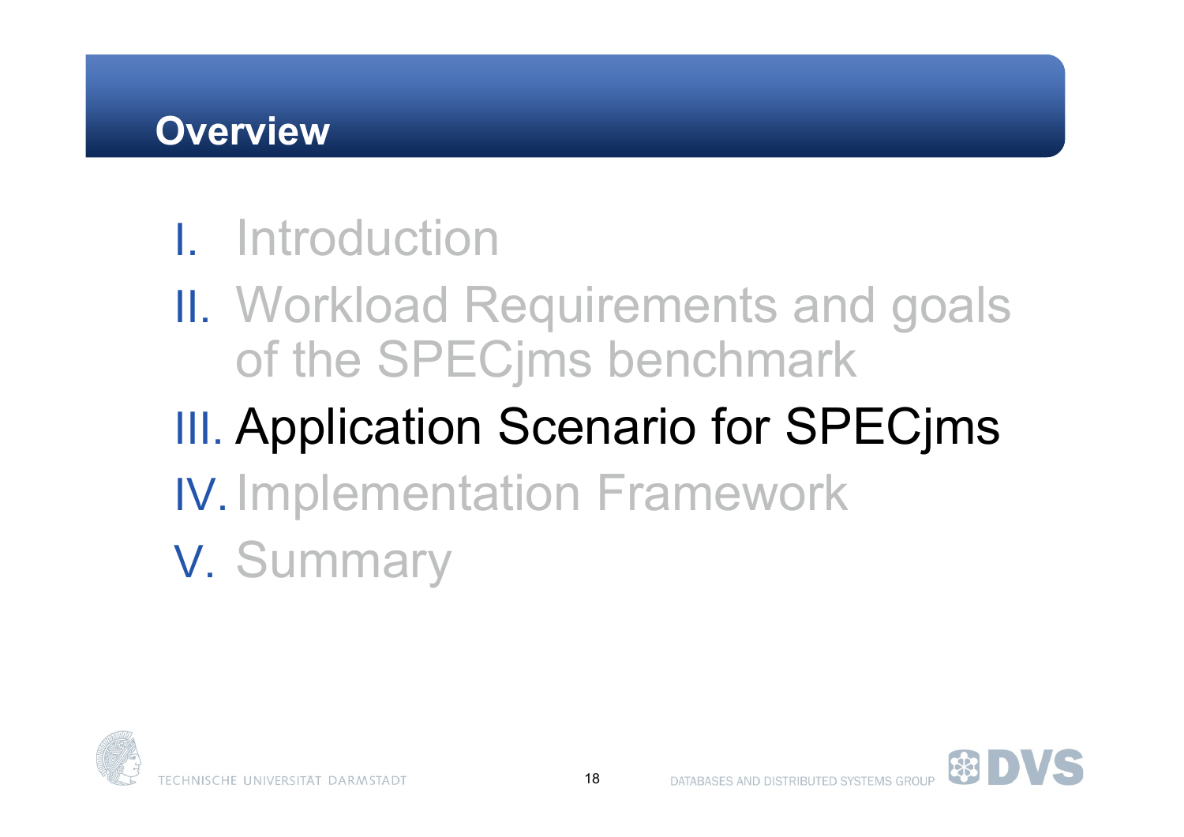# Overview

I. Introduction

II. Workload Requirements and goals of the SPECjms benchmark

III. **Application Scenario for SPECjms**

IV. Implementation Framework

V. Summary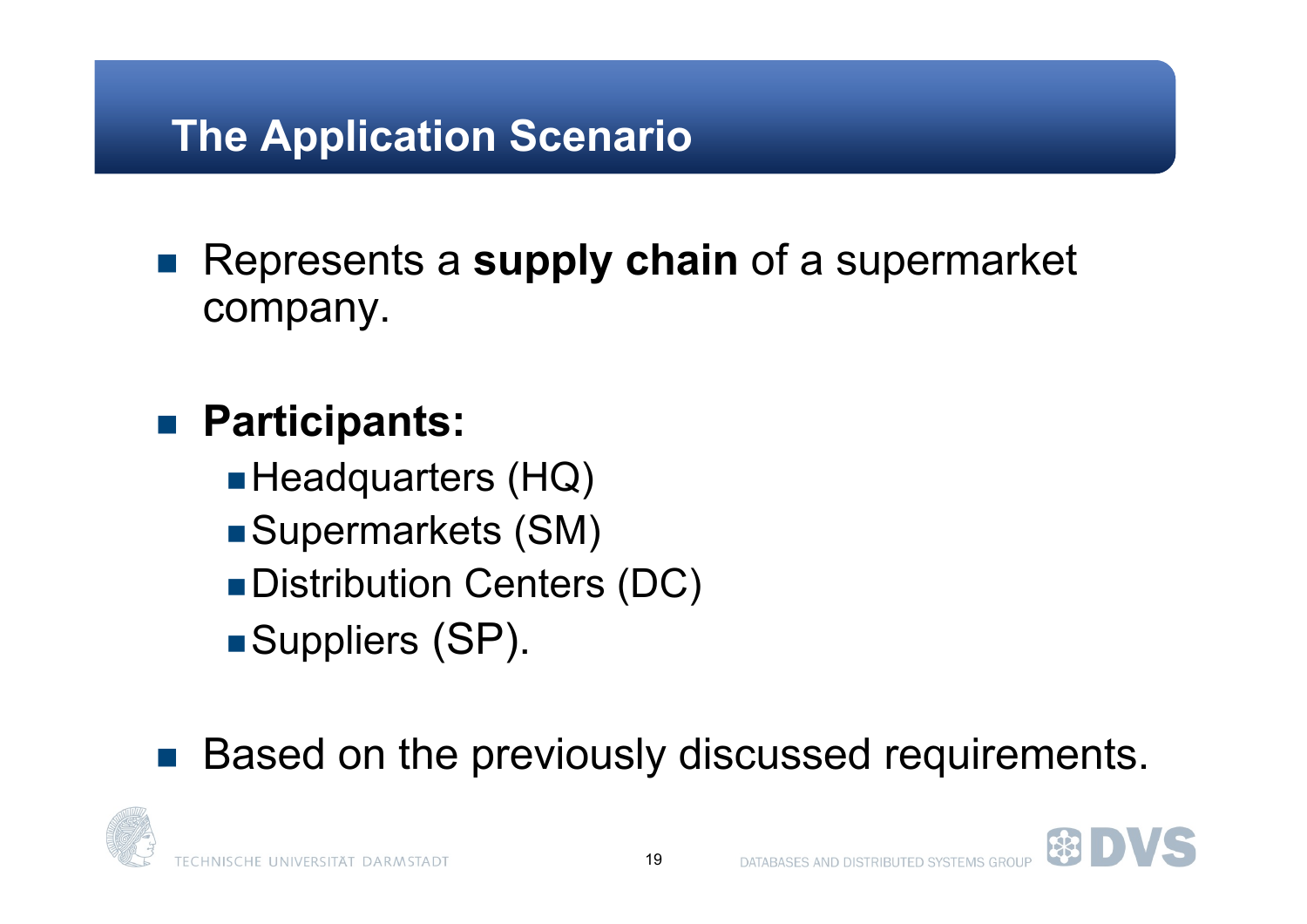# The Application Scenario

- Represents a **supply chain** of a supermarket company.

- **Participants:**
  - Headquarters (HQ)
  - Supermarkets (SM)
  - Distribution Centers (DC)
  - Suppliers (SP).

- Based on the previously discussed requirements.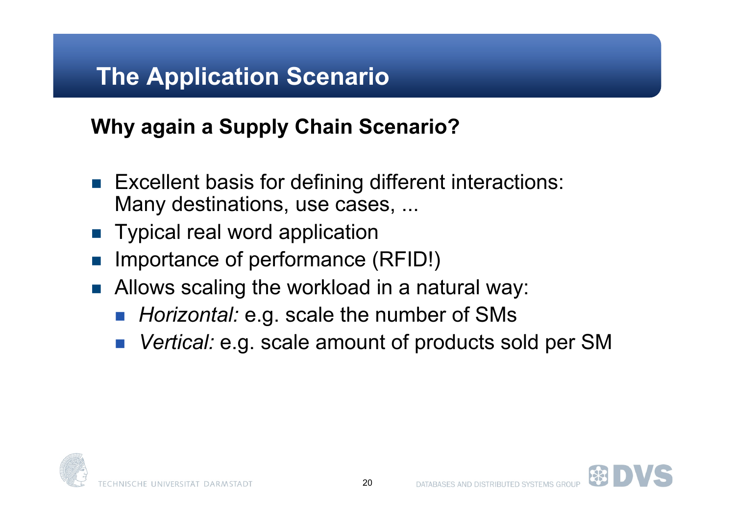# The Application Scenario

## Why again a Supply Chain Scenario?

- Excellent basis for defining different interactions: Many destinations, use cases, ...
- Typical real word application
- Importance of performance (RFID!)
- Allows scaling the workload in a natural way:
  - *Horizontal:* e.g. scale the number of SMs
  - *Vertical:* e.g. scale amount of products sold per SM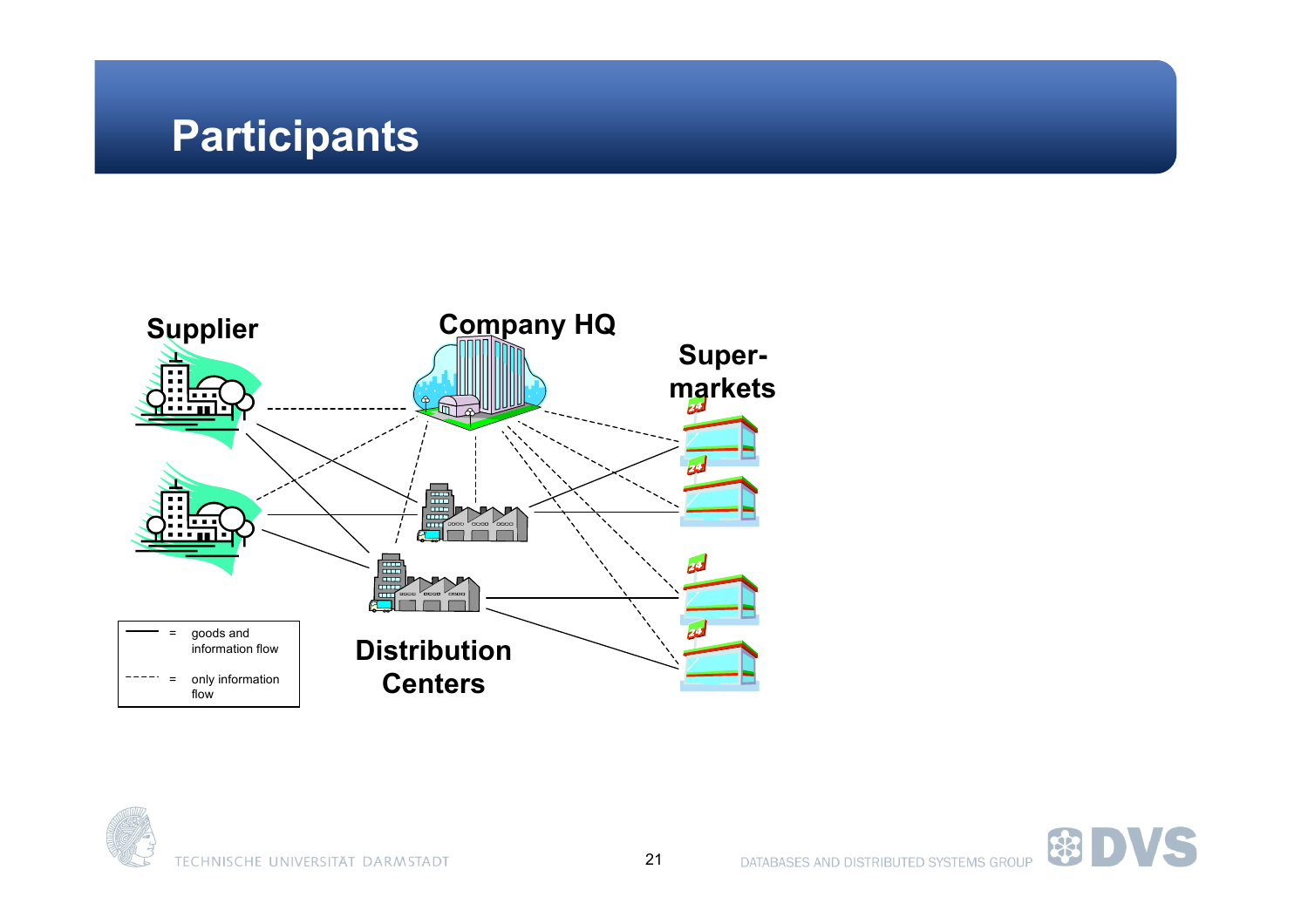# Participants

Supplier

Company HQ

Super-markets

Distribution Centers

| | | |
|---|---|---|
| ——— | = | goods and information flow |
| - - - - | = | only information flow |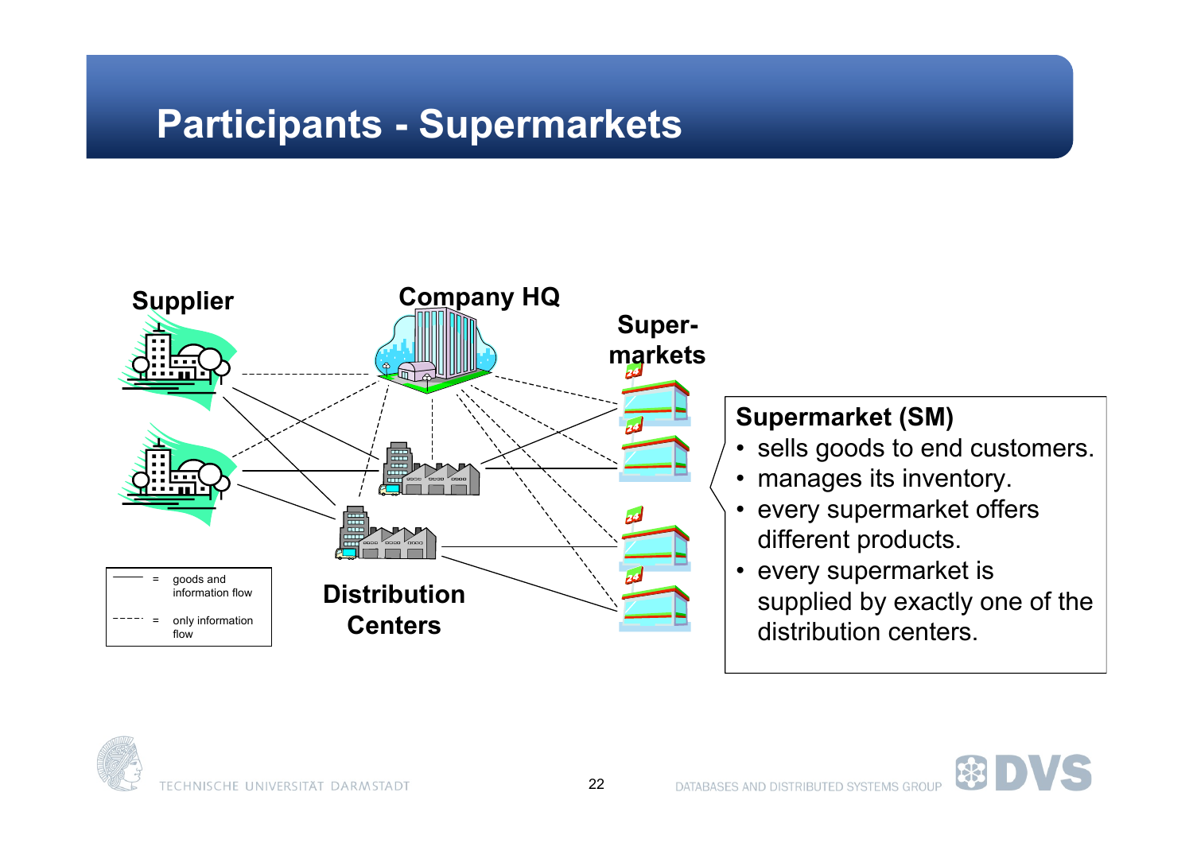# Participants - Supermarkets

Supplier

Company HQ

Super-markets

Distribution Centers

——— = goods and information flow

- - - - = only information flow

**Supermarket (SM)**

- sells goods to end customers.
- manages its inventory.
- every supermarket offers different products.
- every supermarket is supplied by exactly one of the distribution centers.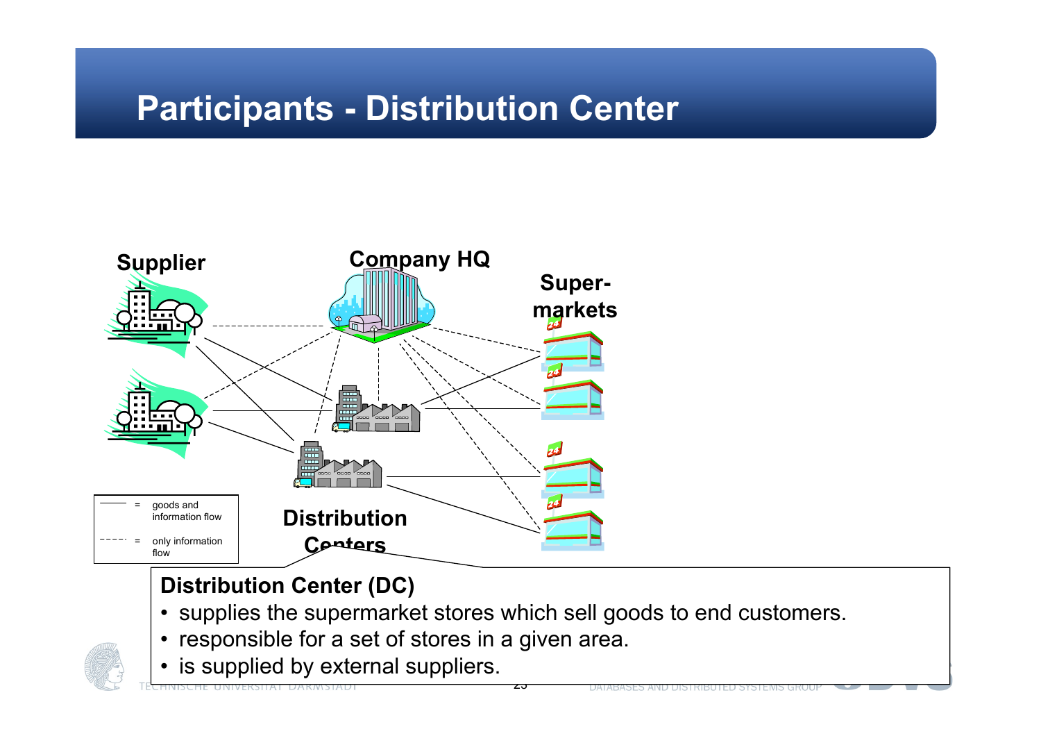# Participants - Distribution Center

Supplier

Company HQ

Super-markets

Distribution Centers

| | |
|---|---|
| ——— = | goods and information flow |
| - - - - = | only information flow |

**Distribution Center (DC)**

- supplies the supermarket stores which sell goods to end customers.
- responsible for a set of stores in a given area.
- is supplied by external suppliers.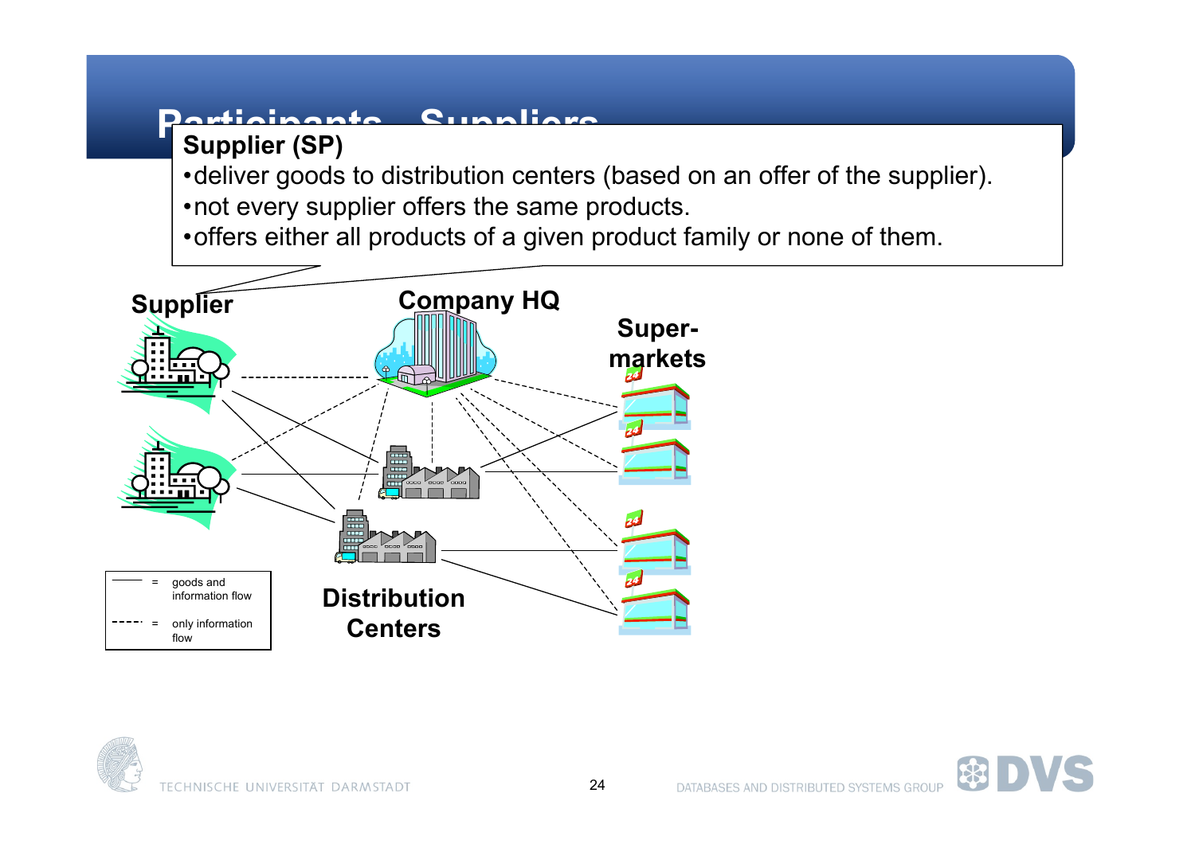# Participants - Suppliers

**Supplier (SP)**

- deliver goods to distribution centers (based on an offer of the supplier).
- not every supplier offers the same products.
- offers either all products of a given product family or none of them.

Supplier

Company HQ

Super-markets

Distribution Centers

| | | |
|---|---|---|
| ——— | = | goods and information flow |
| - - - - | = | only information flow |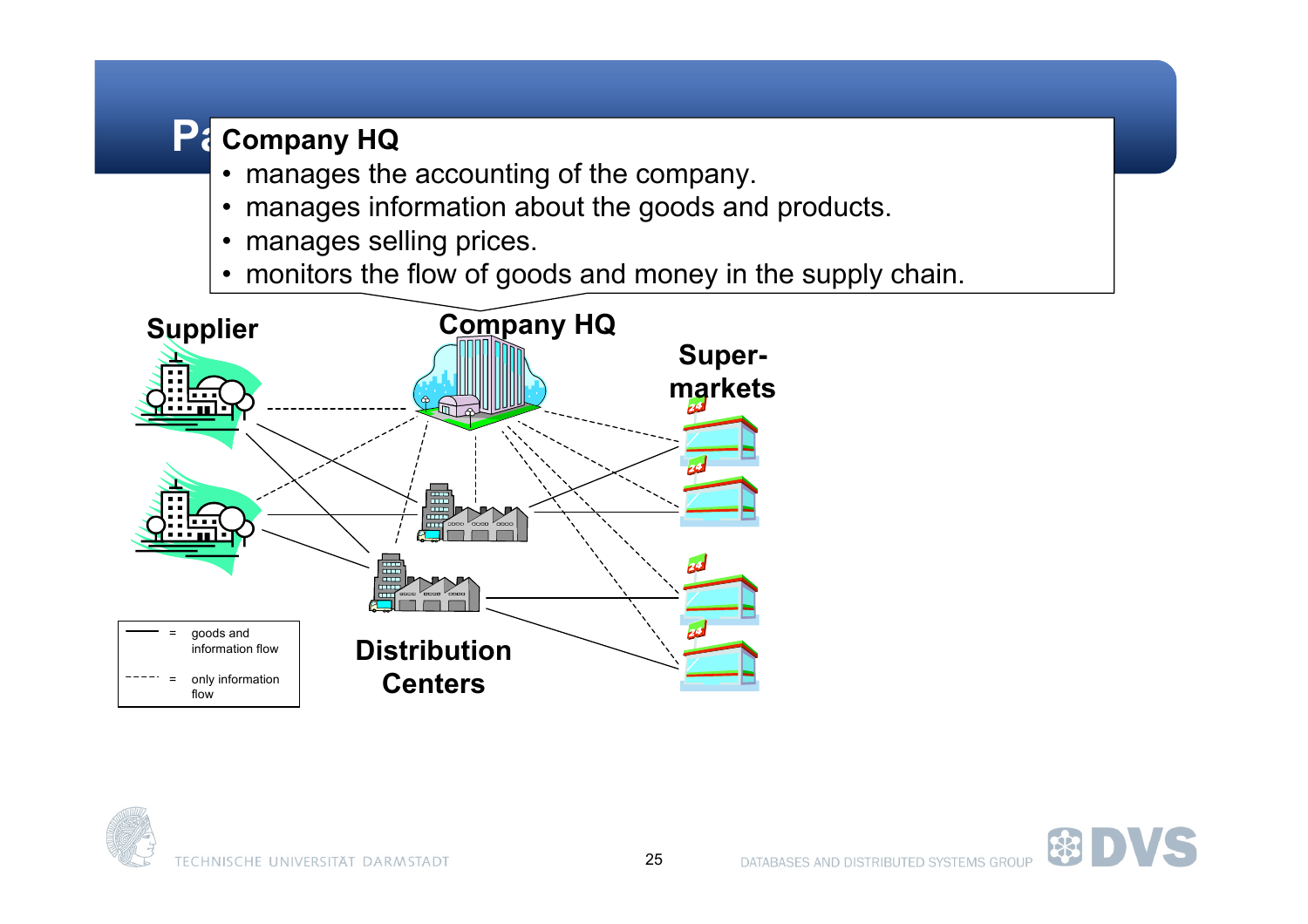## Company HQ

- manages the accounting of the company.
- manages information about the goods and products.
- manages selling prices.
- monitors the flow of goods and money in the supply chain.

**Supplier**

**Company HQ**

**Super-markets**

**Distribution Centers**

| | = | |
|---|---|---|
| ——— | = | goods and information flow |
| - - - - | = | only information flow |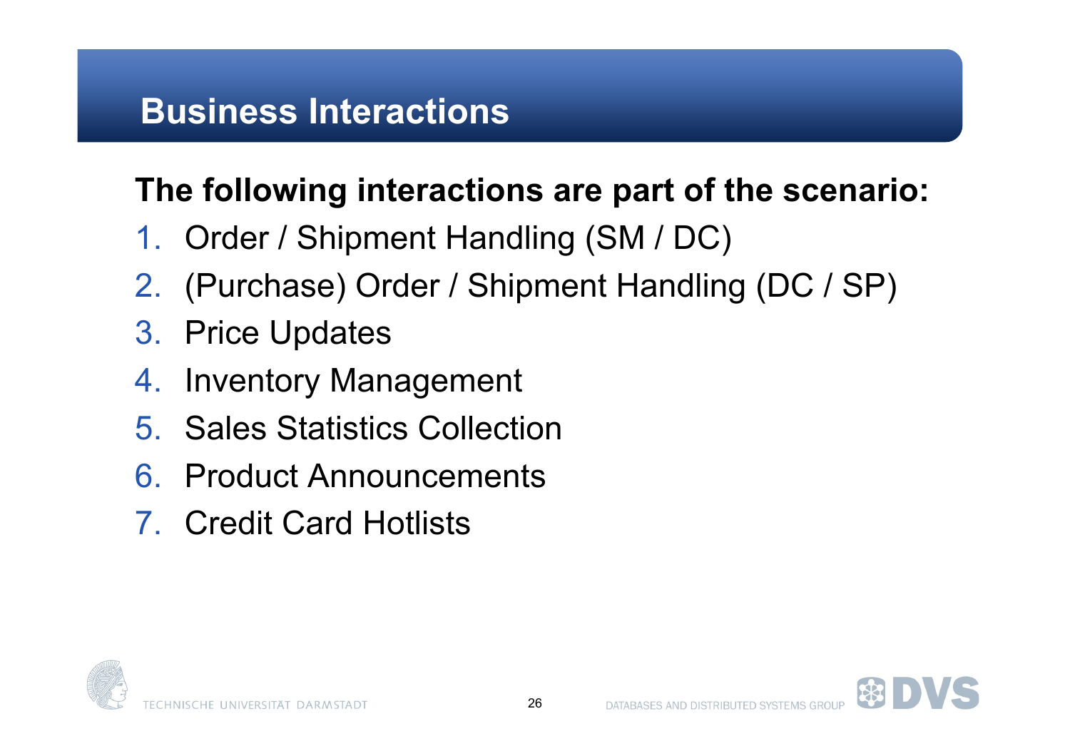# Business Interactions

**The following interactions are part of the scenario:**

1. Order / Shipment Handling (SM / DC)
2. (Purchase) Order / Shipment Handling (DC / SP)
3. Price Updates
4. Inventory Management
5. Sales Statistics Collection
6. Product Announcements
7. Credit Card Hotlists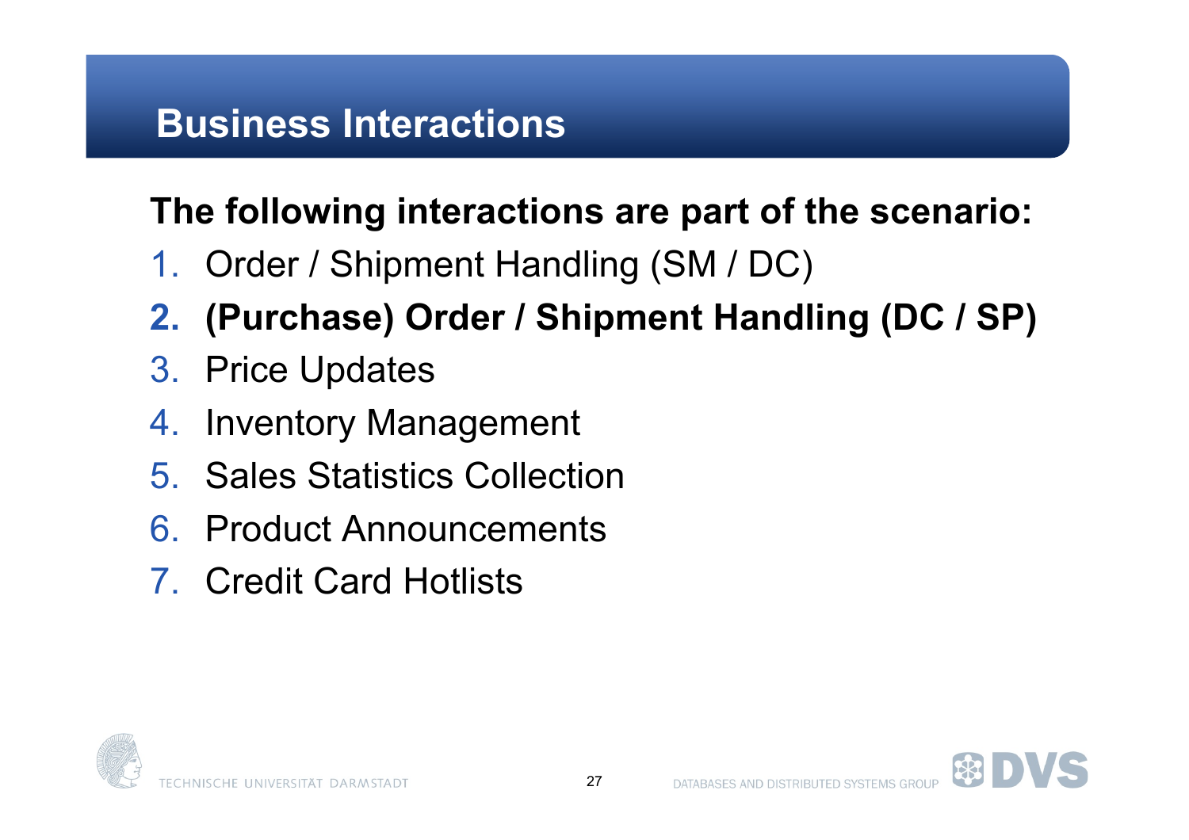# Business Interactions

**The following interactions are part of the scenario:**

1. Order / Shipment Handling (SM / DC)
2. **(Purchase) Order / Shipment Handling (DC / SP)**
3. Price Updates
4. Inventory Management
5. Sales Statistics Collection
6. Product Announcements
7. Credit Card Hotlists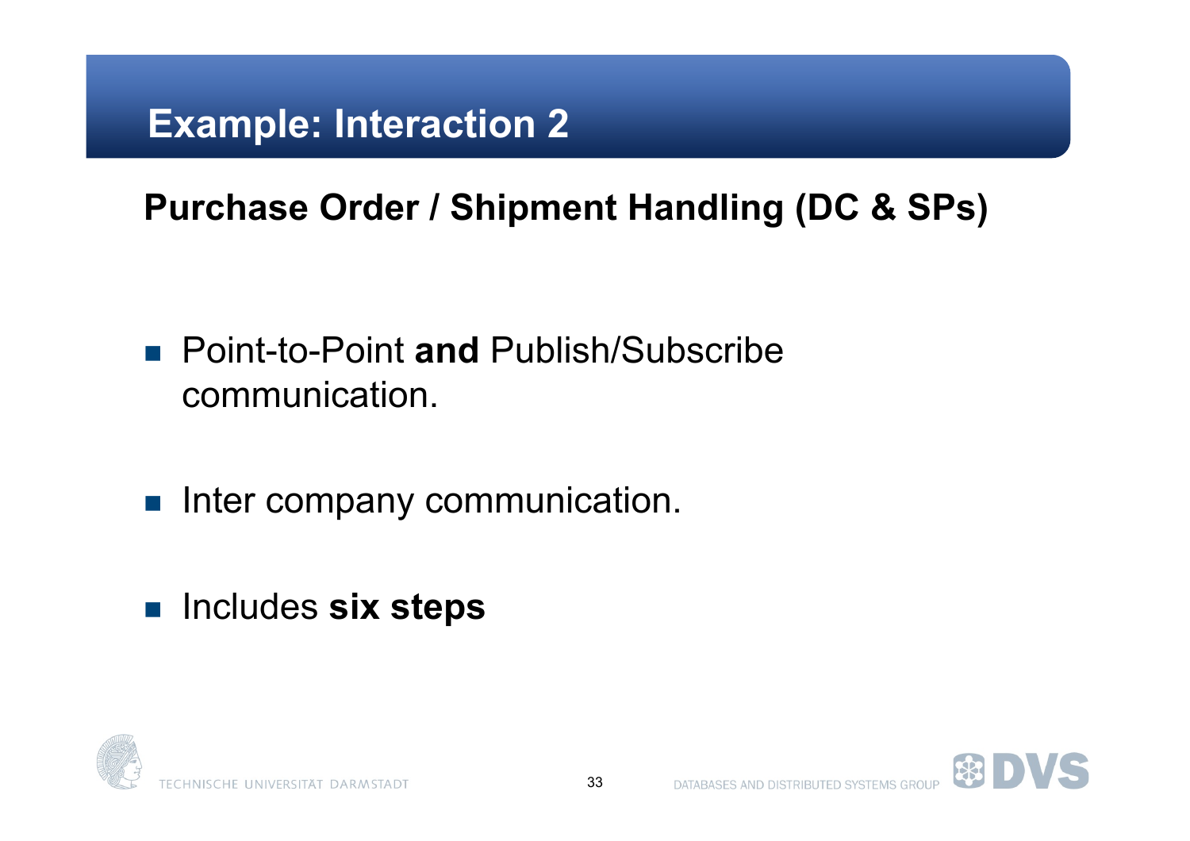# Example: Interaction 2

## Purchase Order / Shipment Handling (DC & SPs)

- Point-to-Point **and** Publish/Subscribe communication.
- Inter company communication.
- Includes **six steps**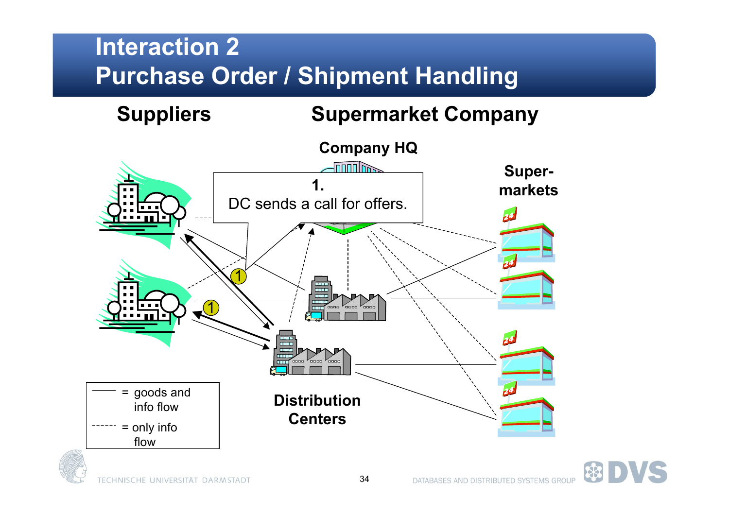# Interaction 2
# Purchase Order / Shipment Handling

**Suppliers**

**Supermarket Company**

**Company HQ**

**Super-markets**

**1.**
DC sends a call for offers.

1

1

**Distribution Centers**

——— = goods and info flow

------ = only info flow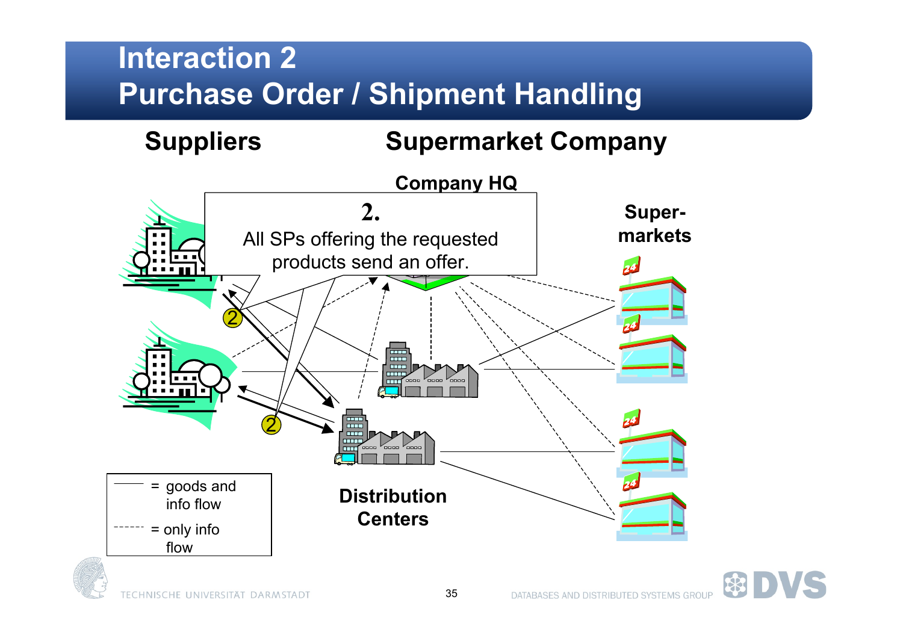# Interaction 2
## Purchase Order / Shipment Handling

**Suppliers** **Supermarket Company**

**Company HQ**

**2.**
All SPs offering the requested products send an offer.

**Super-markets**

2

2

**Distribution Centers**

———— = goods and info flow

- - - - - = only info flow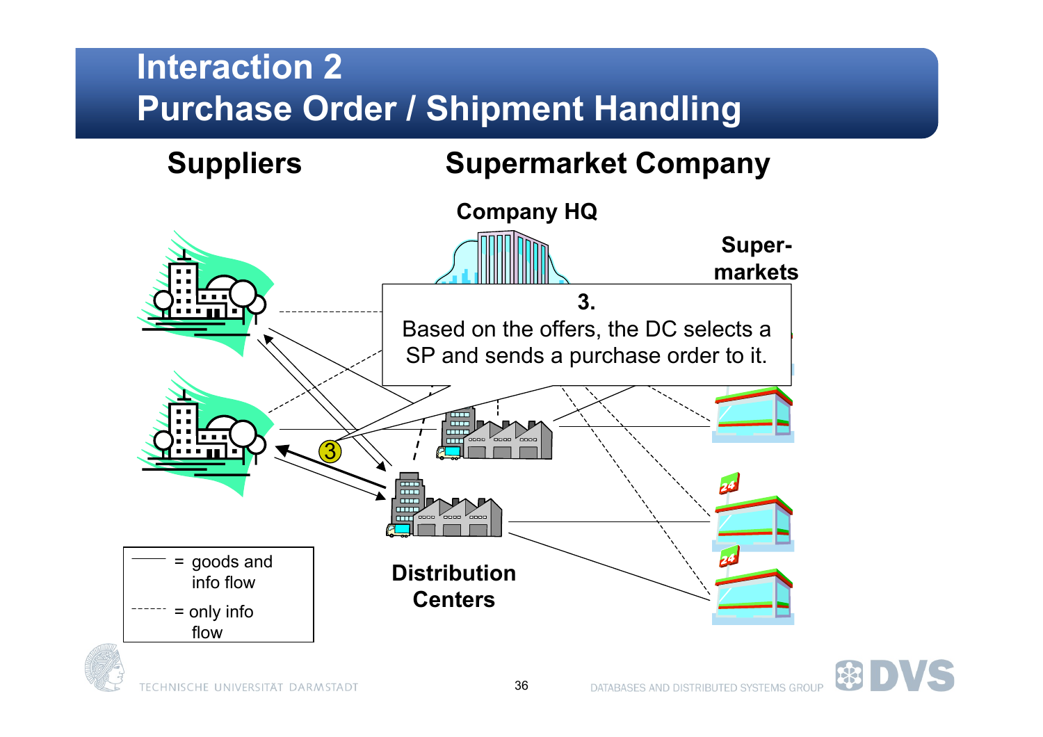# Interaction 2
## Purchase Order / Shipment Handling

**Suppliers**

**Supermarket Company**

**Company HQ**

**Super-markets**

**3.**
Based on the offers, the DC selects a SP and sends a purchase order to it.

3

**Distribution Centers**

——— = goods and info flow

- - - - = only info flow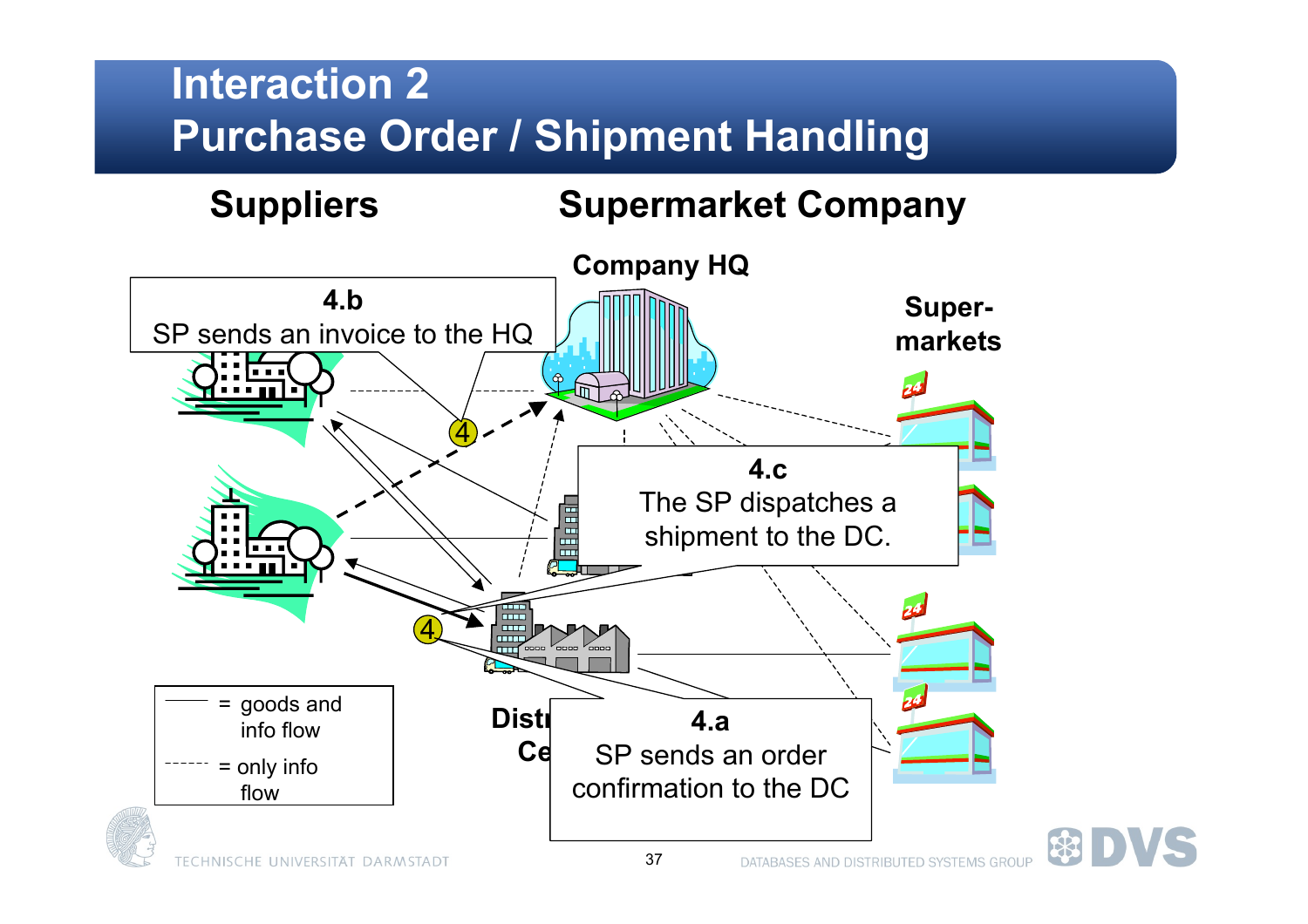# Interaction 2
## Purchase Order / Shipment Handling

**Suppliers** **Supermarket Company**

**Company HQ**

**Super-markets**

**4.b**
SP sends an invoice to the HQ

**4.c**
The SP dispatches a shipment to the DC.

**4.a**
SP sends an order confirmation to the DC

**Distr... Ce...**

4

4

——— = goods and info flow

- - - - = only info flow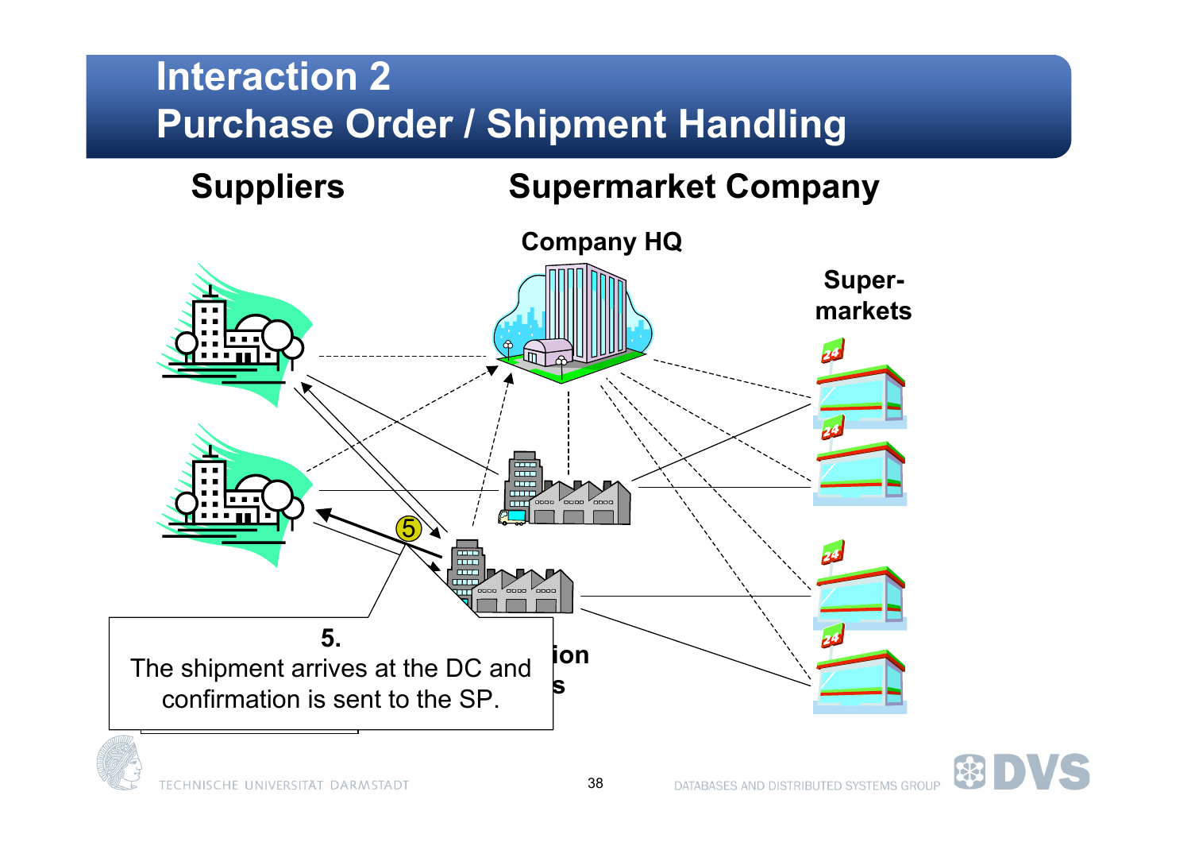# Interaction 2
## Purchase Order / Shipment Handling

**Suppliers**

**Supermarket Company**

**Company HQ**

**Super-markets**

**5.**
The shipment arrives at the DC and confirmation is sent to the SP.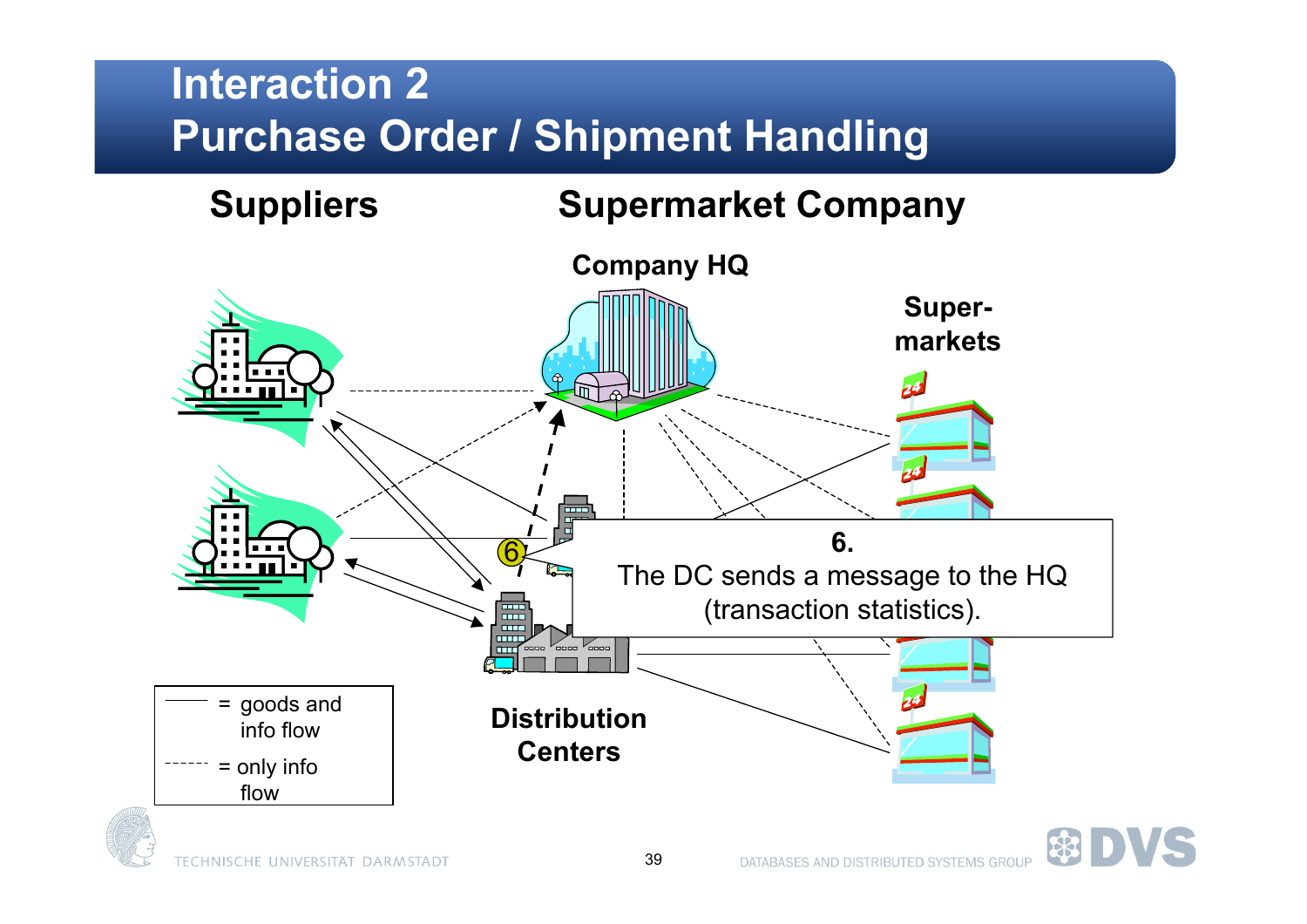# Interaction 2
## Purchase Order / Shipment Handling

**Suppliers**

**Supermarket Company**

**Company HQ**

**Super-markets**

**Distribution Centers**

**6.**
The DC sends a message to the HQ (transaction statistics).

- ——— = goods and info flow
- - - - - - = only info flow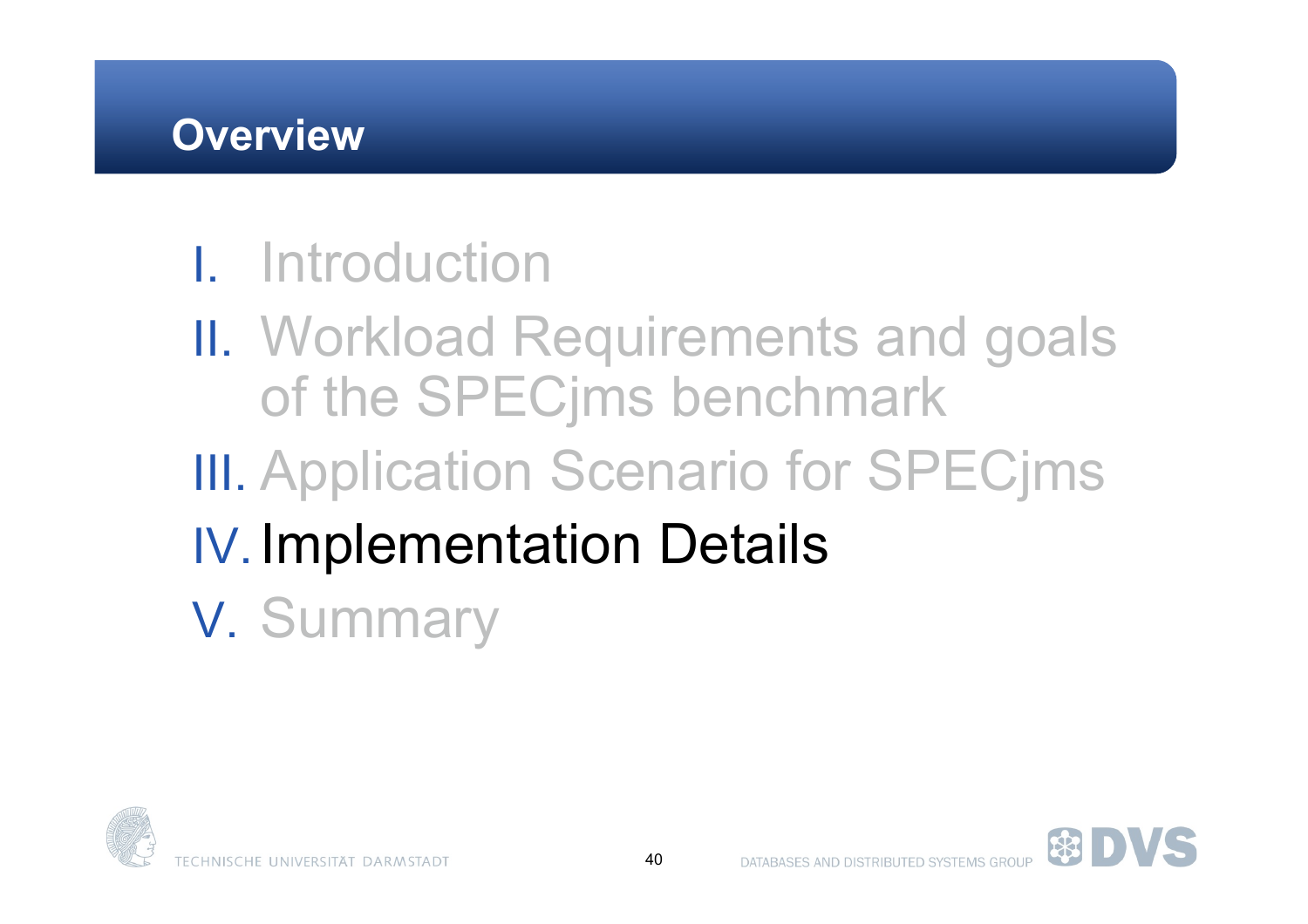# Overview

I. Introduction
II. Workload Requirements and goals of the SPECjms benchmark
III. Application Scenario for SPECjms
IV. **Implementation Details**
V. Summary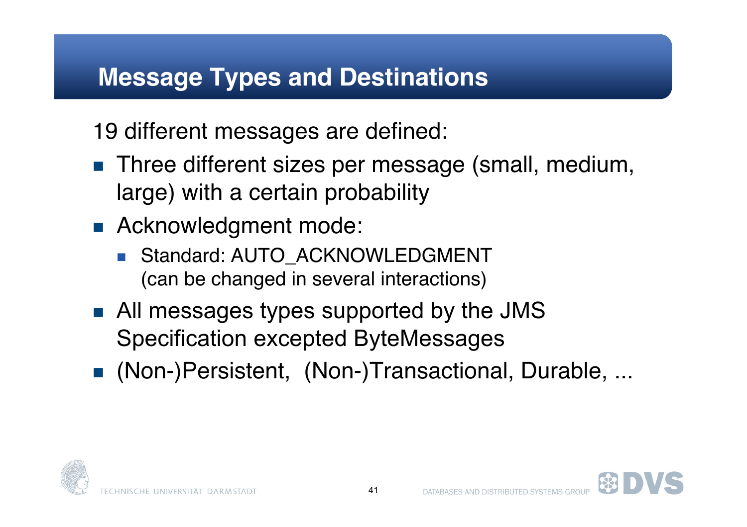# Message Types and Destinations

19 different messages are defined:

- Three different sizes per message (small, medium, large) with a certain probability
- Acknowledgment mode:
  - Standard: AUTO_ACKNOWLEDGMENT (can be changed in several interactions)
- All messages types supported by the JMS Specification excepted ByteMessages
- (Non-)Persistent, (Non-)Transactional, Durable, ...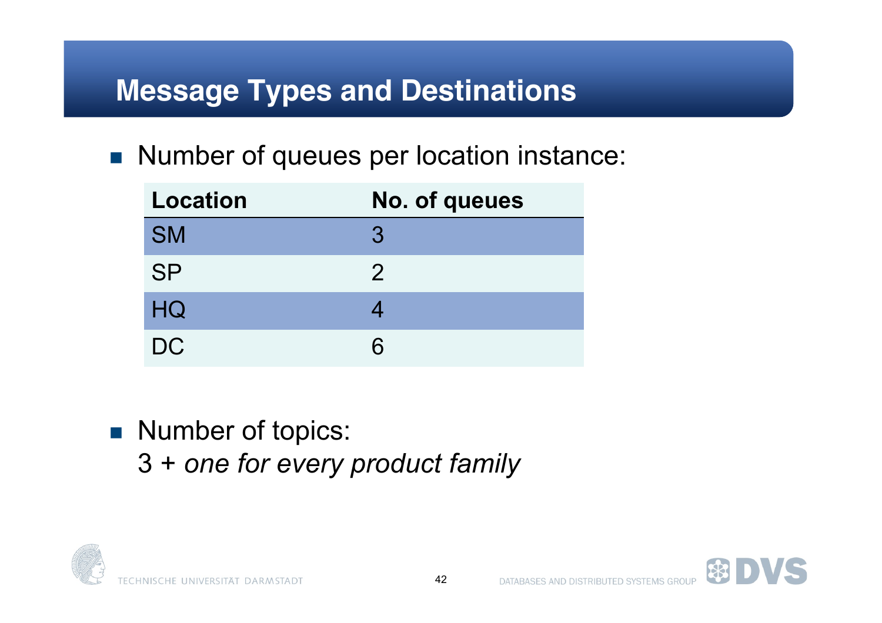# Message Types and Destinations

- Number of queues per location instance:

| Location | No. of queues |
| --- | --- |
| SM | 3 |
| SP | 2 |
| HQ | 4 |
| DC | 6 |

- Number of topics:
  3 + *one for every product family*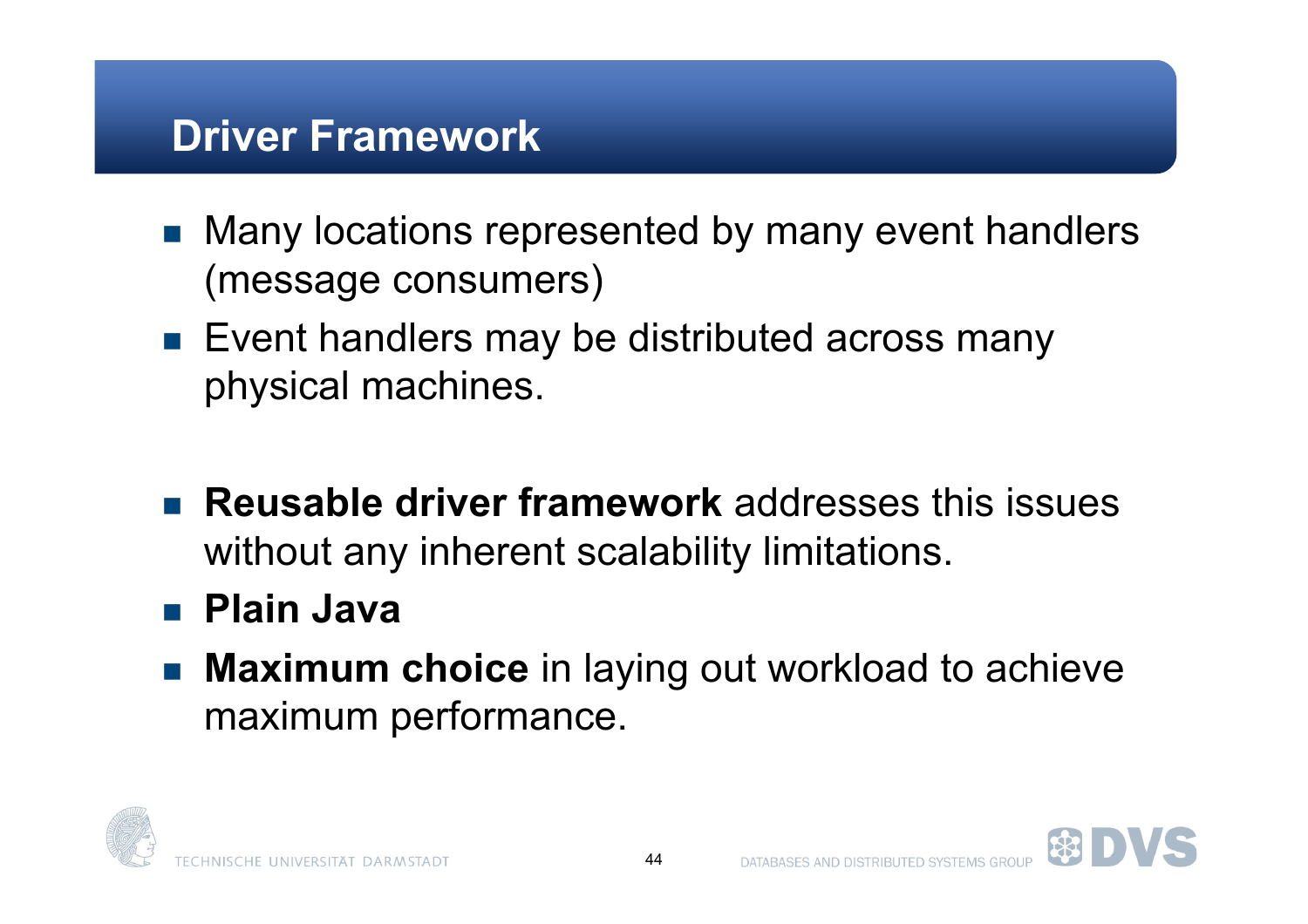# Driver Framework

- Many locations represented by many event handlers (message consumers)
- Event handlers may be distributed across many physical machines.

- **Reusable driver framework** addresses this issues without any inherent scalability limitations.
- **Plain Java**
- **Maximum choice** in laying out workload to achieve maximum performance.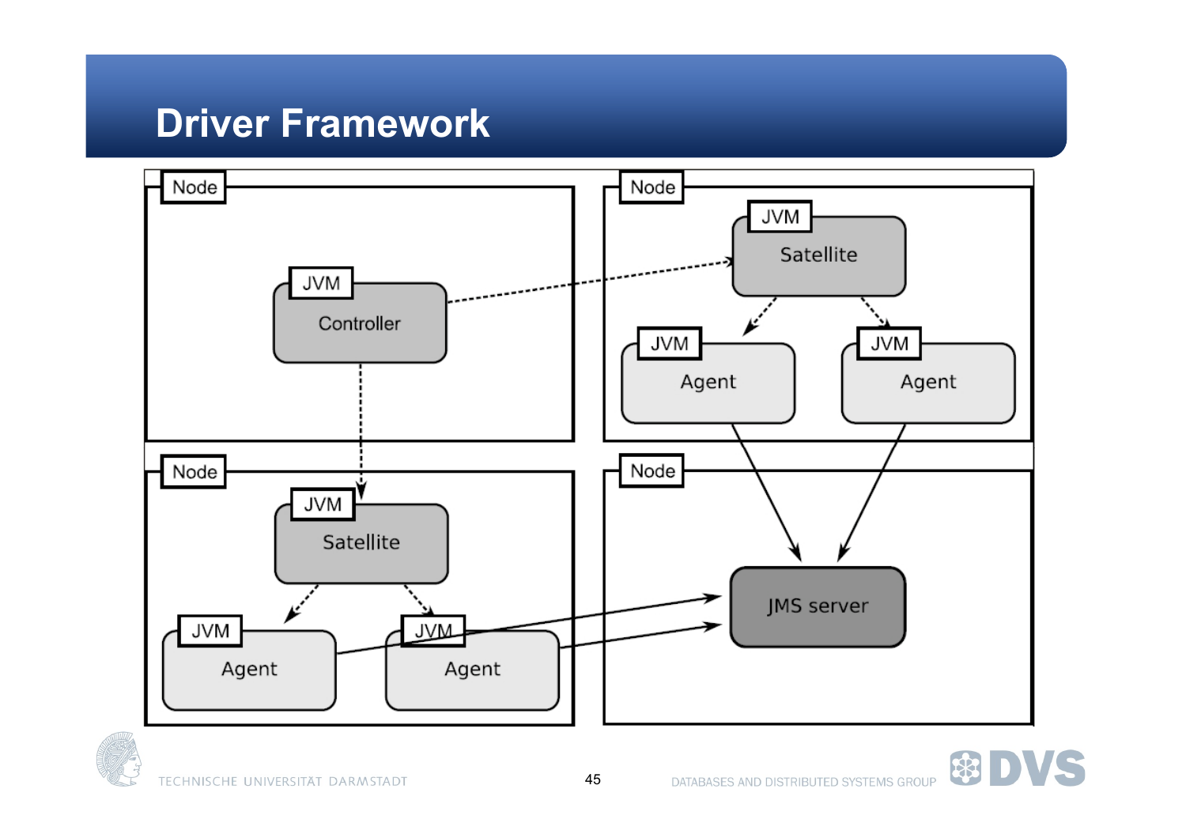# Driver Framework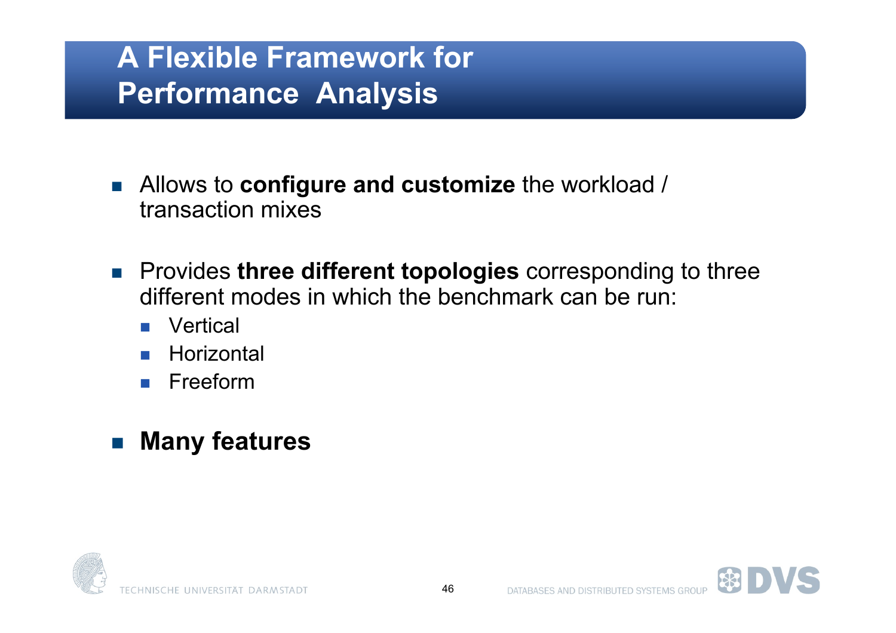# A Flexible Framework for Performance Analysis

- Allows to **configure and customize** the workload / transaction mixes

- Provides **three different topologies** corresponding to three different modes in which the benchmark can be run:
  - Vertical
  - Horizontal
  - Freeform

- **Many features**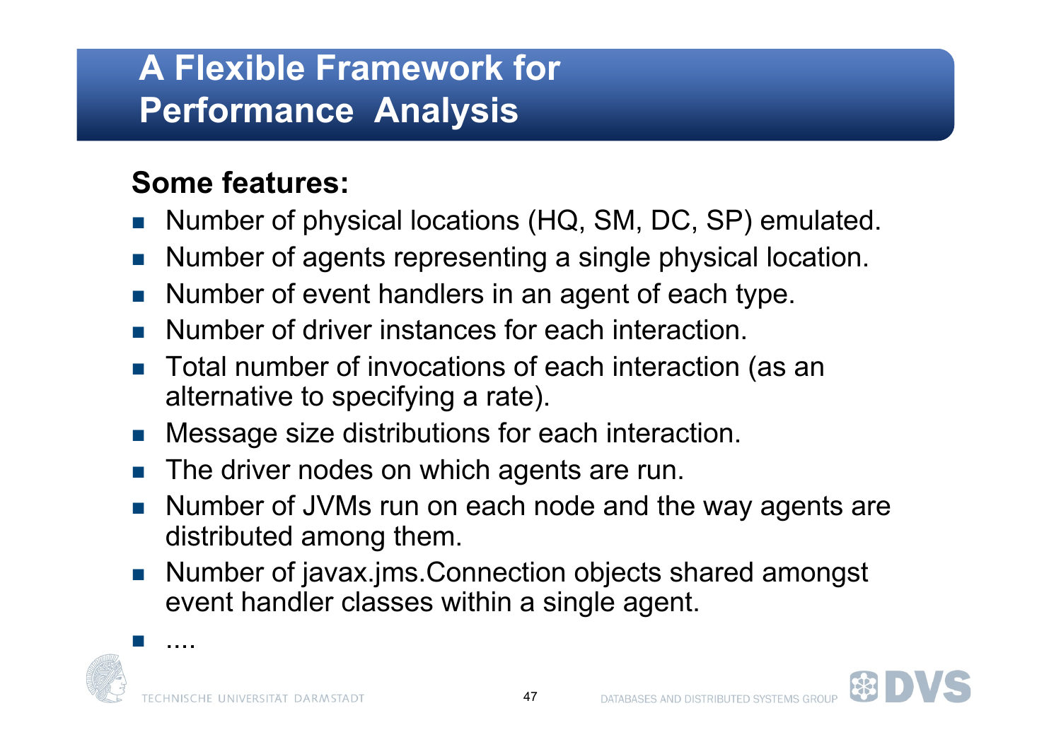# A Flexible Framework for Performance Analysis

**Some features:**

- Number of physical locations (HQ, SM, DC, SP) emulated.
- Number of agents representing a single physical location.
- Number of event handlers in an agent of each type.
- Number of driver instances for each interaction.
- Total number of invocations of each interaction (as an alternative to specifying a rate).
- Message size distributions for each interaction.
- The driver nodes on which agents are run.
- Number of JVMs run on each node and the way agents are distributed among them.
- Number of javax.jms.Connection objects shared amongst event handler classes within a single agent.
- ....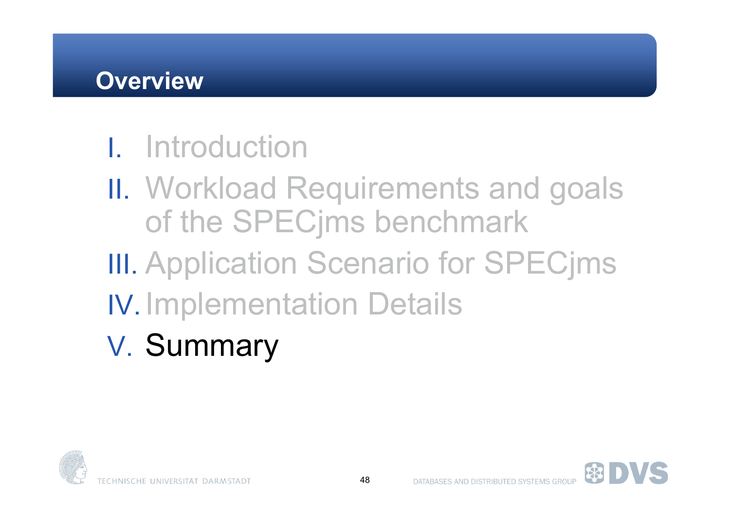# Overview

I. Introduction
II. Workload Requirements and goals of the SPECjms benchmark
III. Application Scenario for SPECjms
IV. Implementation Details
V. **Summary**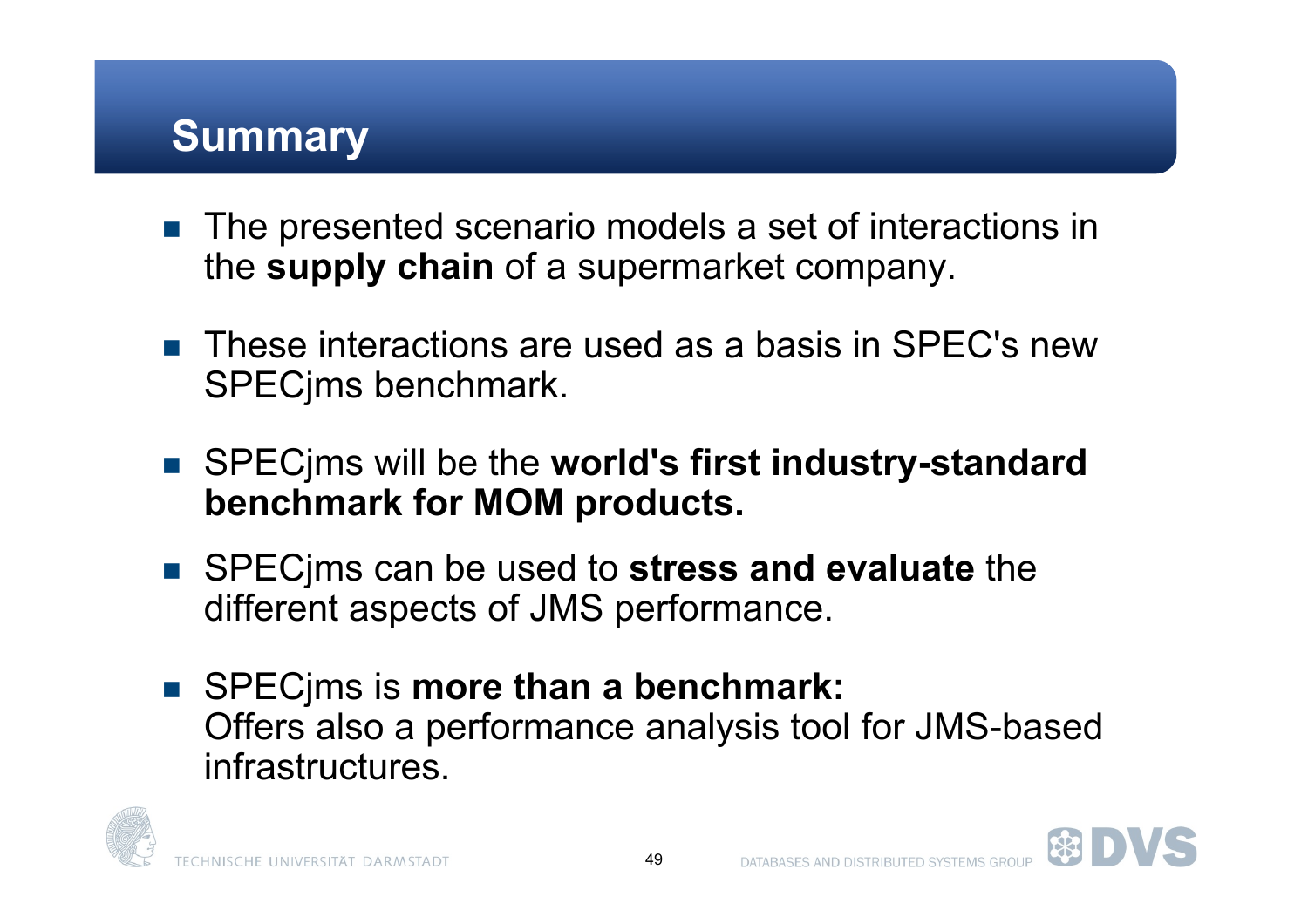# Summary

- The presented scenario models a set of interactions in the **supply chain** of a supermarket company.
- These interactions are used as a basis in SPEC's new SPECjms benchmark.
- SPECjms will be the **world's first industry-standard benchmark for MOM products.**
- SPECjms can be used to **stress and evaluate** the different aspects of JMS performance.
- SPECjms is **more than a benchmark:** Offers also a performance analysis tool for JMS-based infrastructures.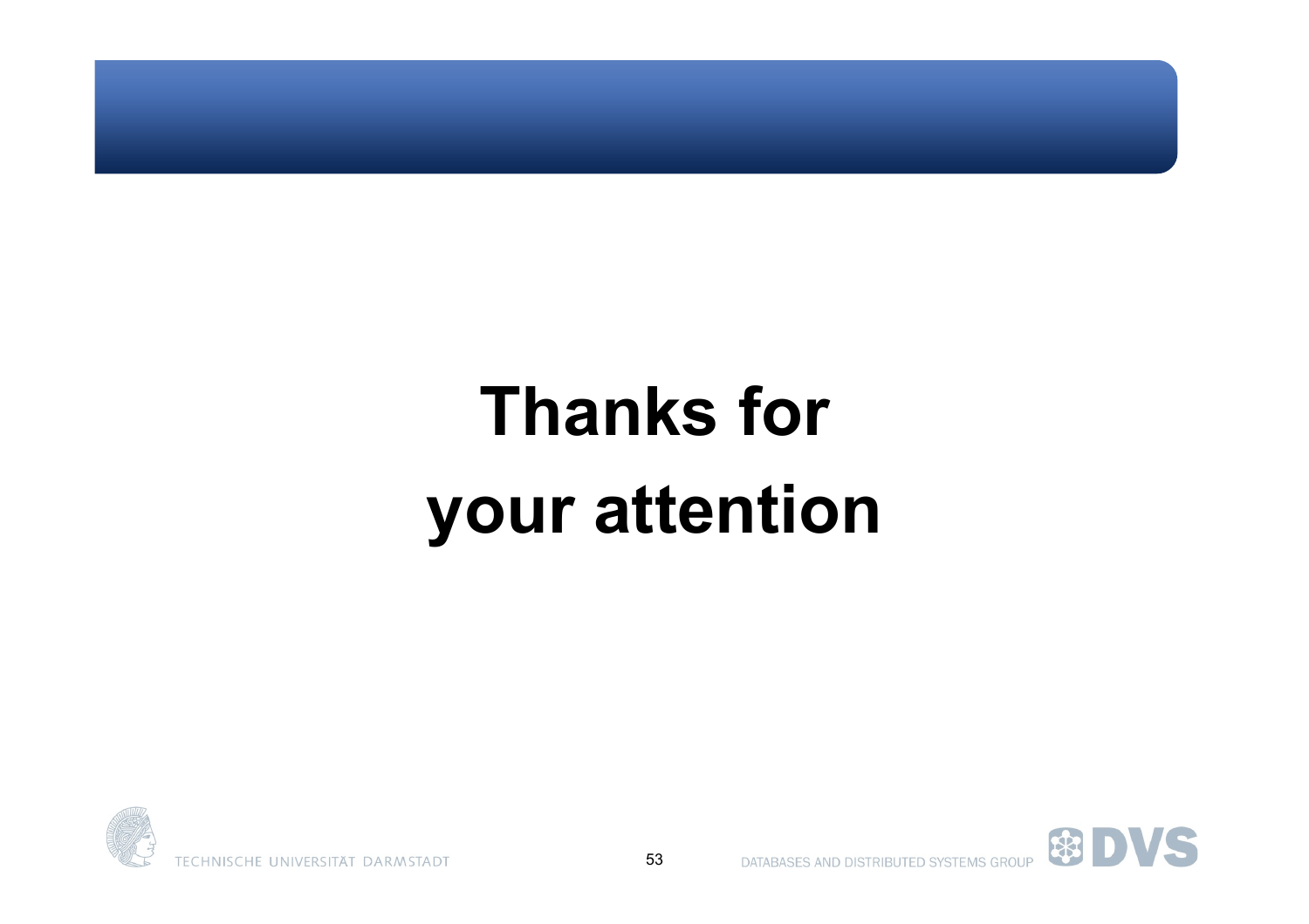# Thanks for your attention